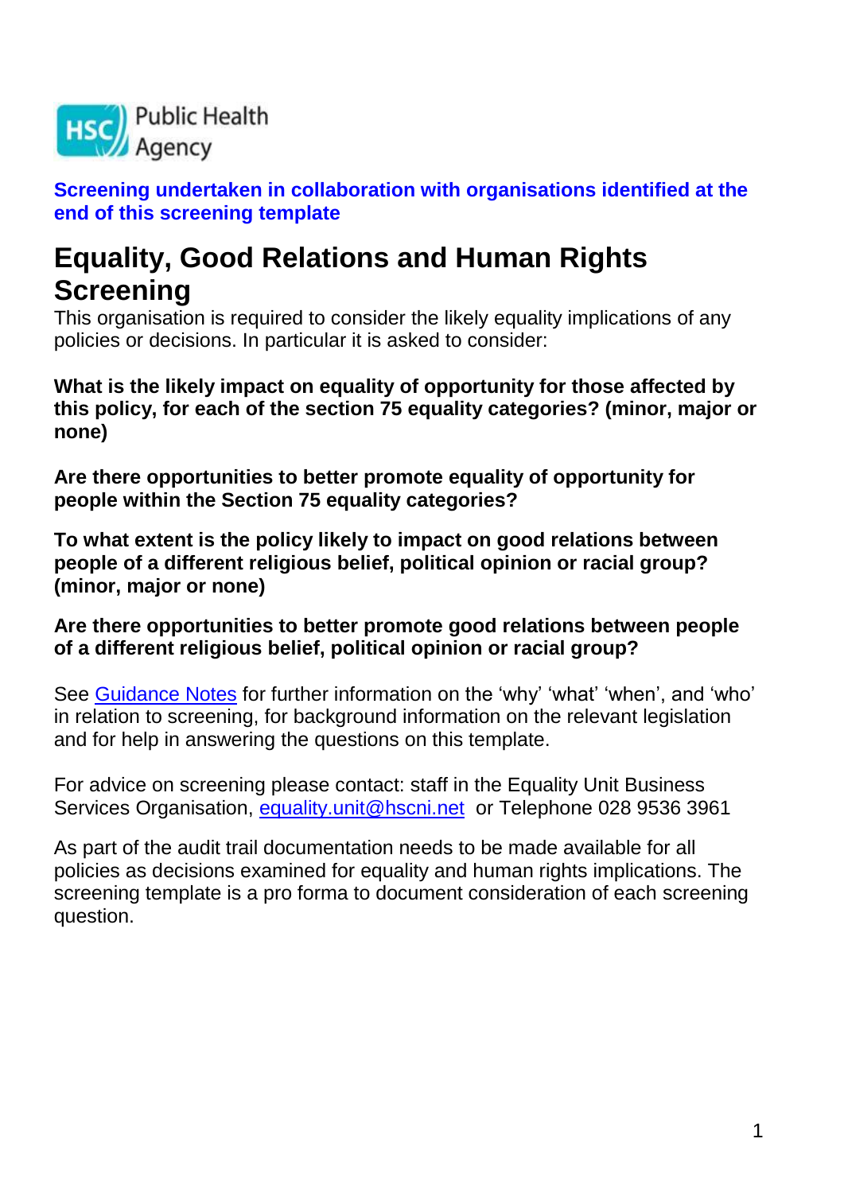HSC Public Health Agency

**Screening undertaken in collaboration with organisations identified at the end of this screening template**

# Equality, Good Relations and Human Rights Screening

This organisation is required to consider the likely equality implications of any policies or decisions. In particular it is asked to consider:

**What is the likely impact on equality of opportunity for those affected by this policy, for each of the section 75 equality categories? (minor, major or none)**

**Are there opportunities to better promote equality of opportunity for people within the Section 75 equality categories?**

**To what extent is the policy likely to impact on good relations between people of a different religious belief, political opinion or racial group? (minor, major or none)**

**Are there opportunities to better promote good relations between people of a different religious belief, political opinion or racial group?**

See Guidance Notes for further information on the 'why' 'what' 'when', and 'who' in relation to screening, for background information on the relevant legislation and for help in answering the questions on this template.

For advice on screening please contact: staff in the Equality Unit Business Services Organisation, equality.unit@hscni.net or Telephone 028 9536 3961

As part of the audit trail documentation needs to be made available for all policies as decisions examined for equality and human rights implications. The screening template is a pro forma to document consideration of each screening question.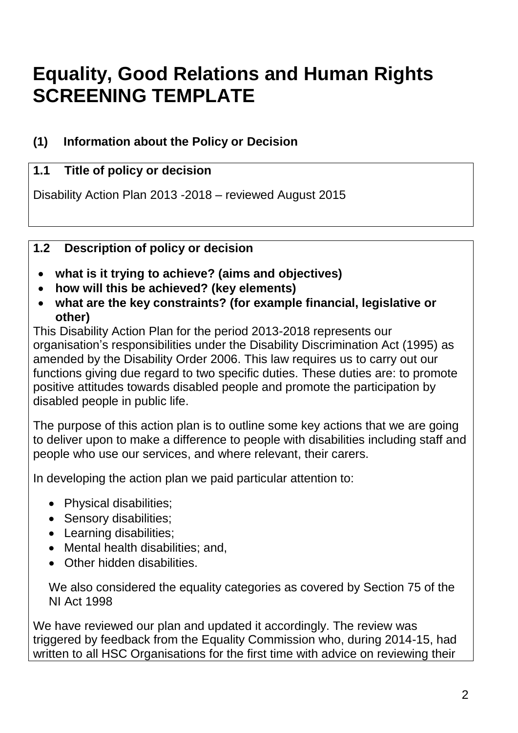# Equality, Good Relations and Human Rights SCREENING TEMPLATE

## (1) Information about the Policy or Decision

### 1.1 Title of policy or decision

Disability Action Plan 2013 -2018 – reviewed August 2015

### 1.2 Description of policy or decision

- **what is it trying to achieve? (aims and objectives)**
- **how will this be achieved? (key elements)**
- **what are the key constraints? (for example financial, legislative or other)**

This Disability Action Plan for the period 2013-2018 represents our organisation's responsibilities under the Disability Discrimination Act (1995) as amended by the Disability Order 2006. This law requires us to carry out our functions giving due regard to two specific duties. These duties are: to promote positive attitudes towards disabled people and promote the participation by disabled people in public life.

The purpose of this action plan is to outline some key actions that we are going to deliver upon to make a difference to people with disabilities including staff and people who use our services, and where relevant, their carers.

In developing the action plan we paid particular attention to:

- Physical disabilities;
- Sensory disabilities;
- Learning disabilities;
- Mental health disabilities; and,
- Other hidden disabilities.

We also considered the equality categories as covered by Section 75 of the NI Act 1998

We have reviewed our plan and updated it accordingly. The review was triggered by feedback from the Equality Commission who, during 2014-15, had written to all HSC Organisations for the first time with advice on reviewing their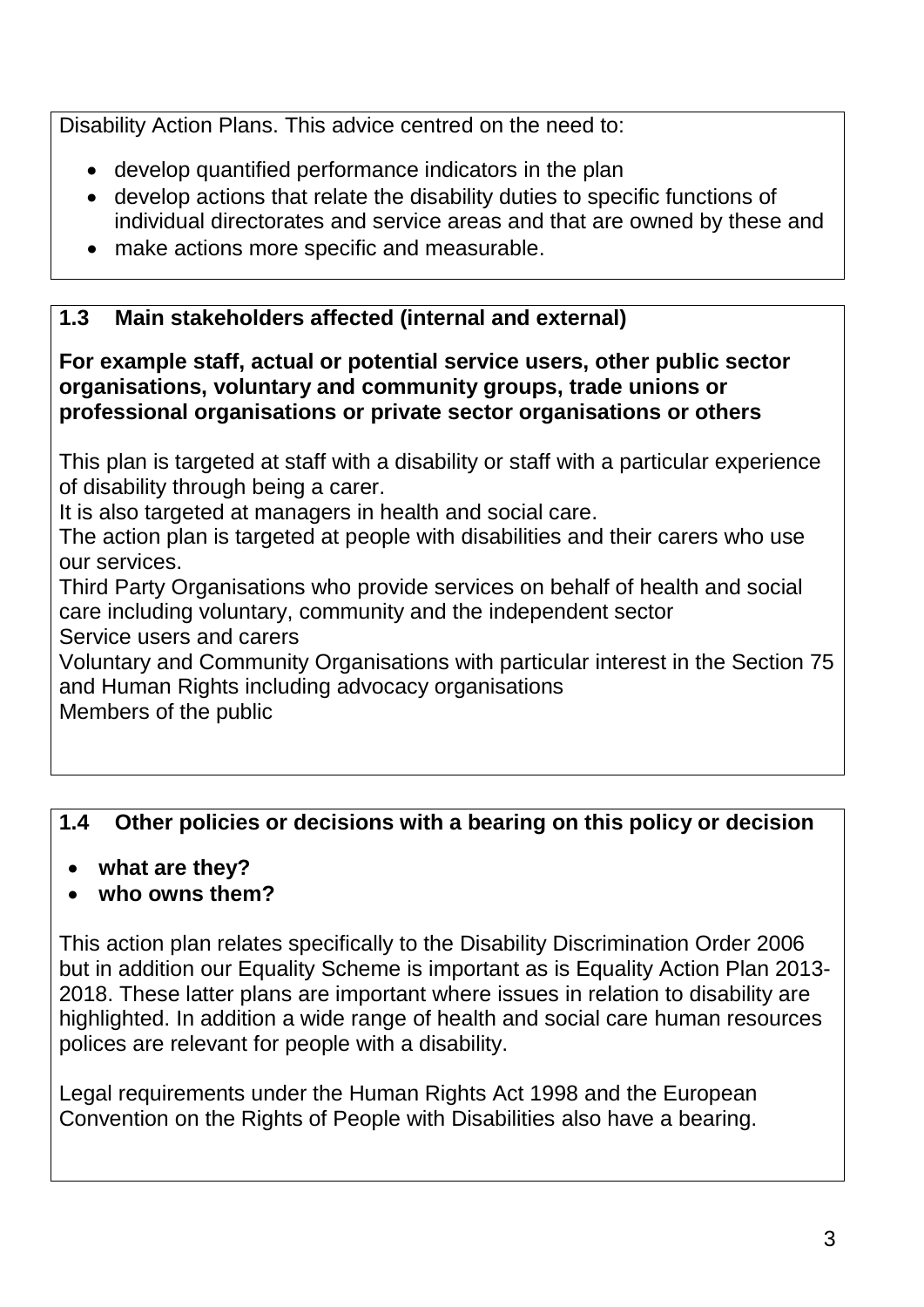Disability Action Plans. This advice centred on the need to:

- develop quantified performance indicators in the plan
- develop actions that relate the disability duties to specific functions of individual directorates and service areas and that are owned by these and
- make actions more specific and measurable.

## 1.3 Main stakeholders affected (internal and external)

**For example staff, actual or potential service users, other public sector organisations, voluntary and community groups, trade unions or professional organisations or private sector organisations or others**

This plan is targeted at staff with a disability or staff with a particular experience of disability through being a carer.
It is also targeted at managers in health and social care.
The action plan is targeted at people with disabilities and their carers who use our services.
Third Party Organisations who provide services on behalf of health and social care including voluntary, community and the independent sector
Service users and carers
Voluntary and Community Organisations with particular interest in the Section 75 and Human Rights including advocacy organisations
Members of the public

## 1.4 Other policies or decisions with a bearing on this policy or decision

- **what are they?**
- **who owns them?**

This action plan relates specifically to the Disability Discrimination Order 2006 but in addition our Equality Scheme is important as is Equality Action Plan 2013-2018. These latter plans are important where issues in relation to disability are highlighted. In addition a wide range of health and social care human resources polices are relevant for people with a disability.

Legal requirements under the Human Rights Act 1998 and the European Convention on the Rights of People with Disabilities also have a bearing.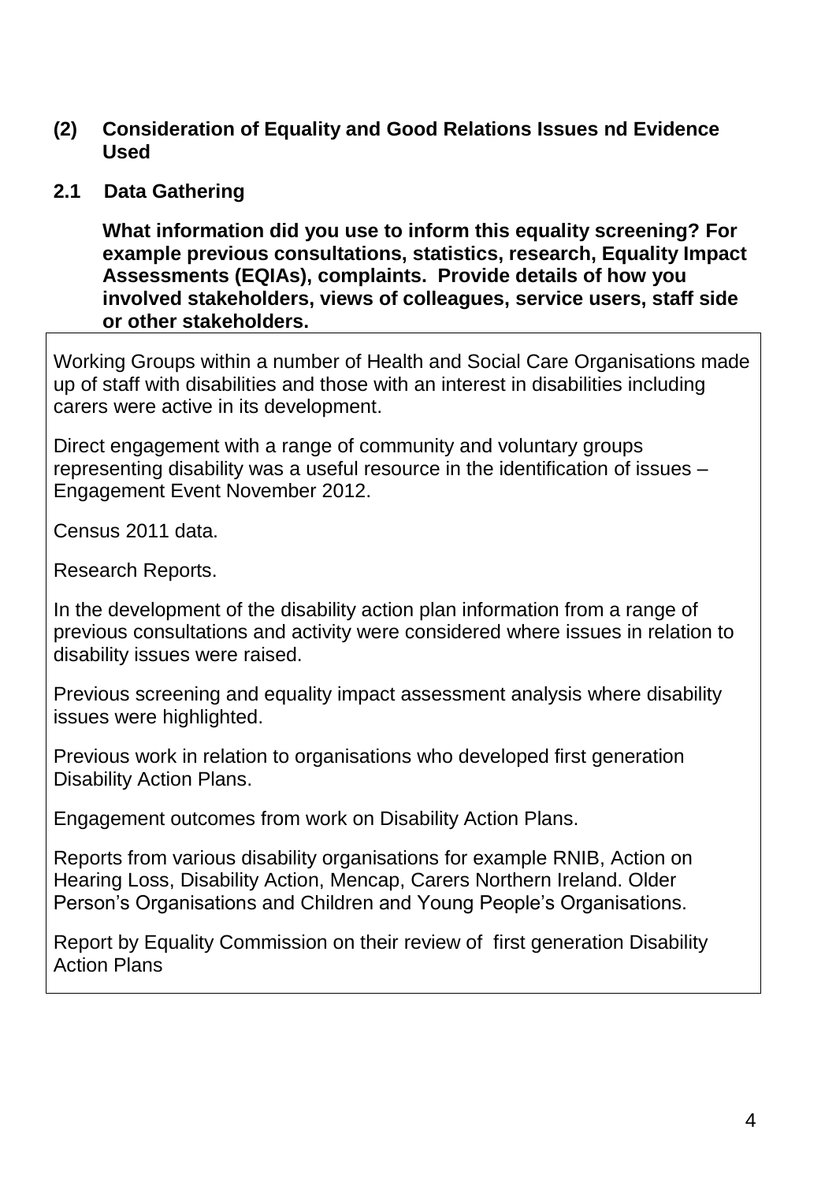## (2) Consideration of Equality and Good Relations Issues nd Evidence Used

### 2.1 Data Gathering

**What information did you use to inform this equality screening? For example previous consultations, statistics, research, Equality Impact Assessments (EQIAs), complaints. Provide details of how you involved stakeholders, views of colleagues, service users, staff side or other stakeholders.**

Working Groups within a number of Health and Social Care Organisations made up of staff with disabilities and those with an interest in disabilities including carers were active in its development.

Direct engagement with a range of community and voluntary groups representing disability was a useful resource in the identification of issues – Engagement Event November 2012.

Census 2011 data.

Research Reports.

In the development of the disability action plan information from a range of previous consultations and activity were considered where issues in relation to disability issues were raised.

Previous screening and equality impact assessment analysis where disability issues were highlighted.

Previous work in relation to organisations who developed first generation Disability Action Plans.

Engagement outcomes from work on Disability Action Plans.

Reports from various disability organisations for example RNIB, Action on Hearing Loss, Disability Action, Mencap, Carers Northern Ireland. Older Person's Organisations and Children and Young People's Organisations.

Report by Equality Commission on their review of first generation Disability Action Plans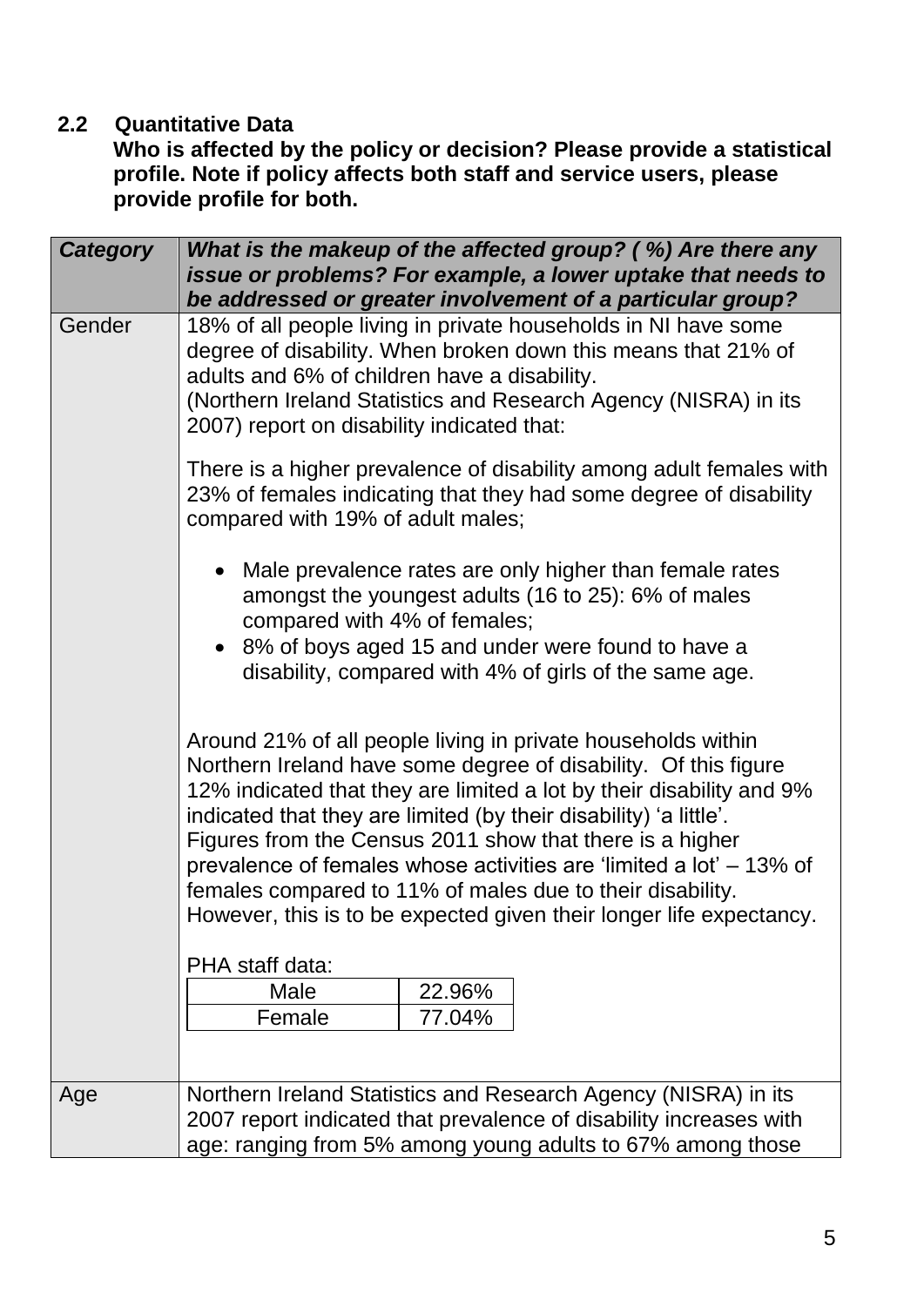### 2.2 Quantitative Data

**Who is affected by the policy or decision? Please provide a statistical profile. Note if policy affects both staff and service users, please provide profile for both.**

| ***Category*** | ***What is the makeup of the affected group? ( %) Are there any issue or problems? For example, a lower uptake that needs to be addressed or greater involvement of a particular group?*** |
|---|---|
| Gender | 18% of all people living in private households in NI have some degree of disability. When broken down this means that 21% of adults and 6% of children have a disability.<br>(Northern Ireland Statistics and Research Agency (NISRA) in its 2007) report on disability indicated that:<br><br>There is a higher prevalence of disability among adult females with 23% of females indicating that they had some degree of disability compared with 19% of adult males;<br><br>• Male prevalence rates are only higher than female rates amongst the youngest adults (16 to 25): 6% of males compared with 4% of females;<br>• 8% of boys aged 15 and under were found to have a disability, compared with 4% of girls of the same age.<br><br>Around 21% of all people living in private households within Northern Ireland have some degree of disability. Of this figure 12% indicated that they are limited a lot by their disability and 9% indicated that they are limited (by their disability) 'a little'. Figures from the Census 2011 show that there is a higher prevalence of females whose activities are 'limited a lot' – 13% of females compared to 11% of males due to their disability. However, this is to be expected given their longer life expectancy.<br><br>PHA staff data:<br>Male: 22.96%<br>Female: 77.04% |
| Age | Northern Ireland Statistics and Research Agency (NISRA) in its 2007 report indicated that prevalence of disability increases with age: ranging from 5% among young adults to 67% among those |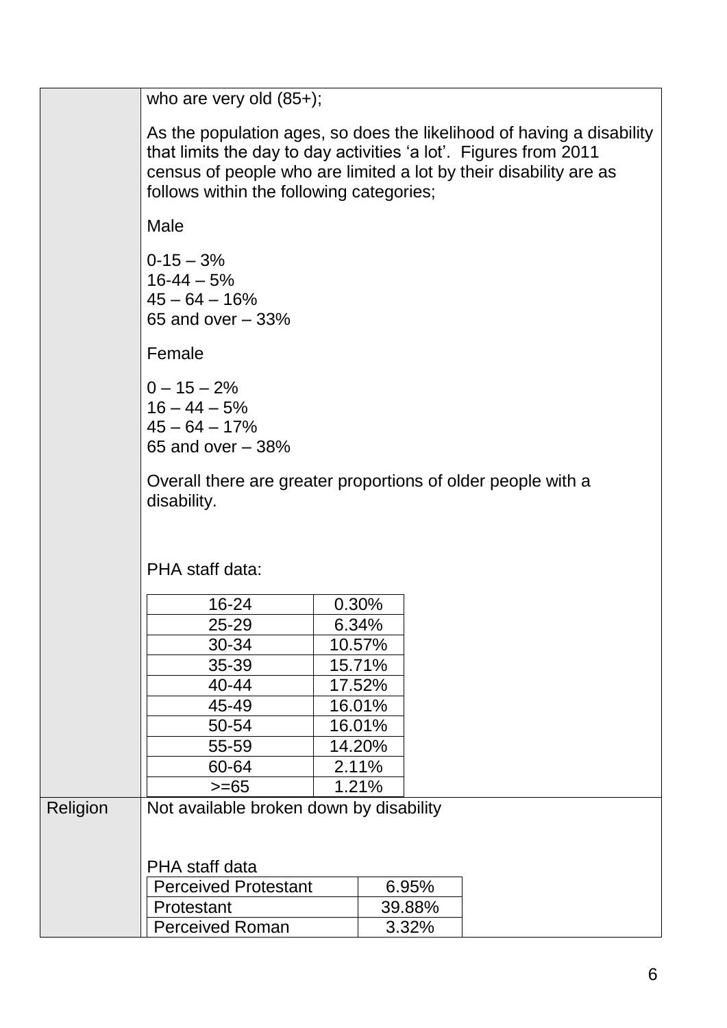| | |
|---|---|
| | who are very old (85+);<br><br>As the population ages, so does the likelihood of having a disability that limits the day to day activities 'a lot'. Figures from 2011 census of people who are limited a lot by their disability are as follows within the following categories;<br><br>Male<br><br>0-15 – 3%<br>16-44 – 5%<br>45 – 64 – 16%<br>65 and over – 33%<br><br>Female<br><br>0 – 15 – 2%<br>16 – 44 – 5%<br>45 – 64 – 17%<br>65 and over – 38%<br><br>Overall there are greater proportions of older people with a disability.<br><br>PHA staff data:<br><br>16-24: 0.30%<br>25-29: 6.34%<br>30-34: 10.57%<br>35-39: 15.71%<br>40-44: 17.52%<br>45-49: 16.01%<br>50-54: 16.01%<br>55-59: 14.20%<br>60-64: 2.11%<br>>=65: 1.21% |
| Religion | Not available broken down by disability<br><br>PHA staff data<br><br>Perceived Protestant: 6.95%<br>Protestant: 39.88%<br>Perceived Roman: 3.32% |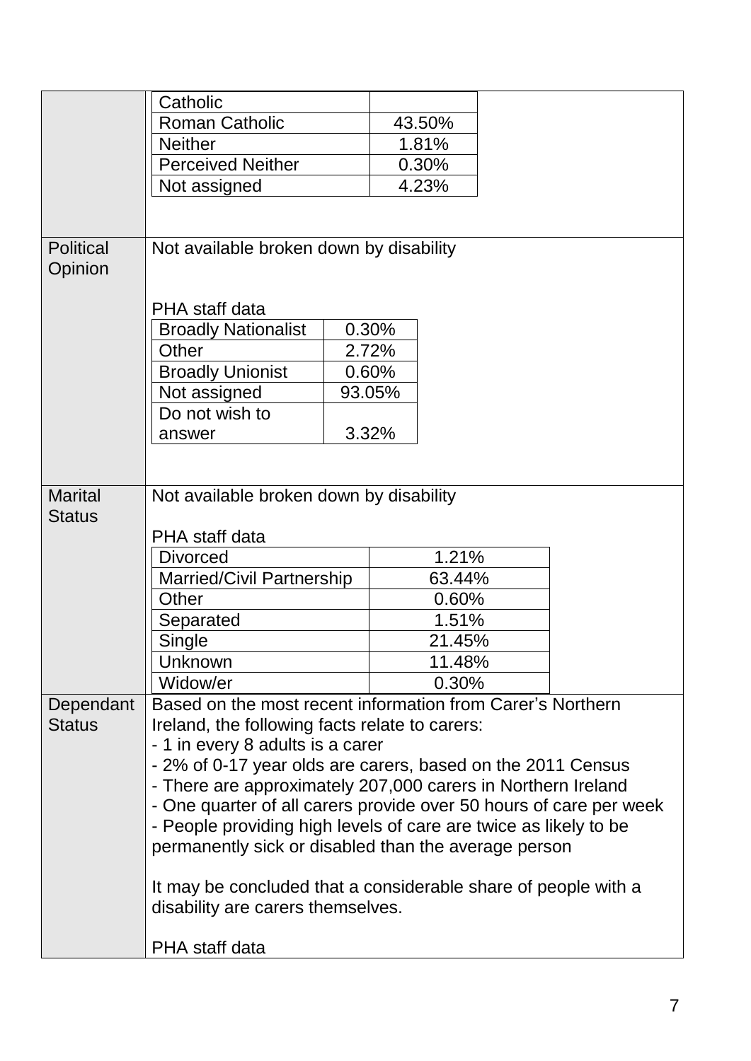| | |
|---|---|
| | Catholic / Roman Catholic 43.50% / Neither 1.81% / Perceived Neither 0.30% / Not assigned 4.23% |
| Political Opinion | Not available broken down by disability<br><br>PHA staff data<br>Broadly Nationalist 0.30%<br>Other 2.72%<br>Broadly Unionist 0.60%<br>Not assigned 93.05%<br>Do not wish to answer 3.32% |
| Marital Status | Not available broken down by disability<br><br>PHA staff data<br>Divorced 1.21%<br>Married/Civil Partnership 63.44%<br>Other 0.60%<br>Separated 1.51%<br>Single 21.45%<br>Unknown 11.48%<br>Widow/er 0.30% |
| Dependant Status | Based on the most recent information from Carer's Northern Ireland, the following facts relate to carers:<br>- 1 in every 8 adults is a carer<br>- 2% of 0-17 year olds are carers, based on the 2011 Census<br>- There are approximately 207,000 carers in Northern Ireland<br>- One quarter of all carers provide over 50 hours of care per week<br>- People providing high levels of care are twice as likely to be permanently sick or disabled than the average person<br><br>It may be concluded that a considerable share of people with a disability are carers themselves.<br><br>PHA staff data |

Religion (continued):

| | |
|---|---|
| Catholic | |
| Roman Catholic | 43.50% |
| Neither | 1.81% |
| Perceived Neither | 0.30% |
| Not assigned | 4.23% |

Political Opinion – PHA staff data:

| | |
|---|---|
| Broadly Nationalist | 0.30% |
| Other | 2.72% |
| Broadly Unionist | 0.60% |
| Not assigned | 93.05% |
| Do not wish to answer | 3.32% |

Marital Status – PHA staff data:

| | |
|---|---|
| Divorced | 1.21% |
| Married/Civil Partnership | 63.44% |
| Other | 0.60% |
| Separated | 1.51% |
| Single | 21.45% |
| Unknown | 11.48% |
| Widow/er | 0.30% |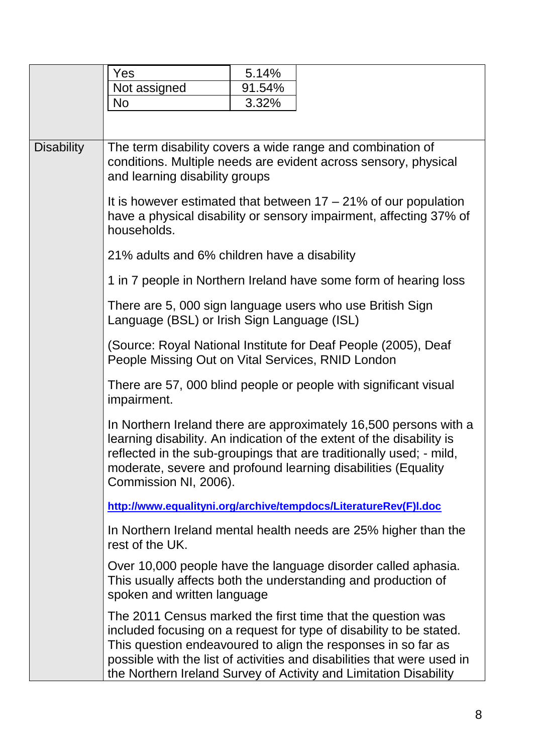| | |
|---|---|
| | Yes 5.14%<br>Not assigned 91.54%<br>No 3.32% |
| Disability | The term disability covers a wide range and combination of conditions. Multiple needs are evident across sensory, physical and learning disability groups<br><br>It is however estimated that between 17 – 21% of our population have a physical disability or sensory impairment, affecting 37% of households.<br><br>21% adults and 6% children have a disability<br><br>1 in 7 people in Northern Ireland have some form of hearing loss<br><br>There are 5, 000 sign language users who use British Sign Language (BSL) or Irish Sign Language (ISL)<br><br>(Source: Royal National Institute for Deaf People (2005), Deaf People Missing Out on Vital Services, RNID London<br><br>There are 57, 000 blind people or people with significant visual impairment.<br><br>In Northern Ireland there are approximately 16,500 persons with a learning disability. An indication of the extent of the disability is reflected in the sub-groupings that are traditionally used; - mild, moderate, severe and profound learning disabilities (Equality Commission NI, 2006).<br><br>**http://www.equalityni.org/archive/tempdocs/LiteratureRev(F)l.doc**<br><br>In Northern Ireland mental health needs are 25% higher than the rest of the UK.<br><br>Over 10,000 people have the language disorder called aphasia. This usually affects both the understanding and production of spoken and written language<br><br>The 2011 Census marked the first time that the question was included focusing on a request for type of disability to be stated. This question endeavoured to align the responses in so far as possible with the list of activities and disabilities that were used in the Northern Ireland Survey of Activity and Limitation Disability |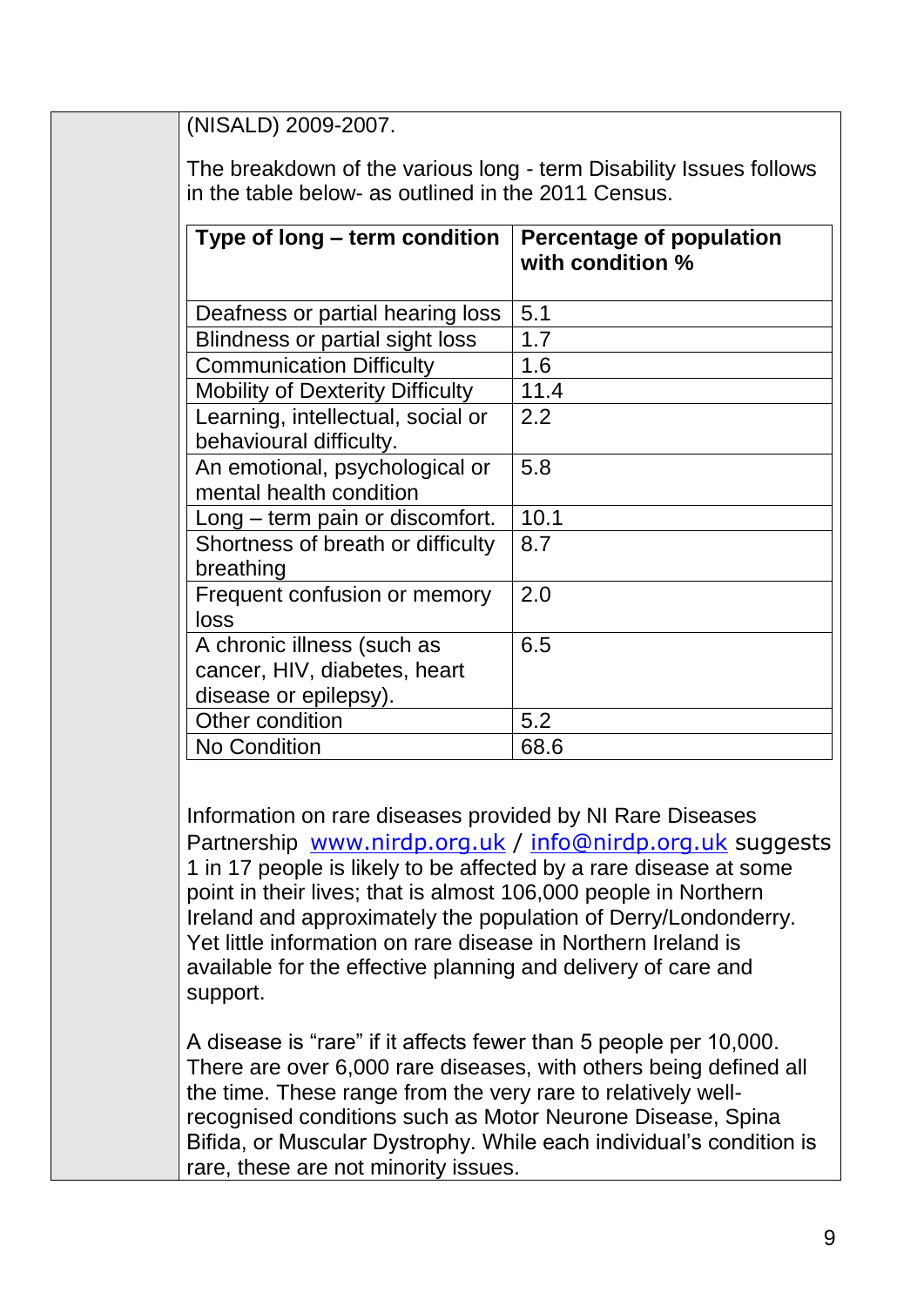(NISALD) 2009-2007.

The breakdown of the various long - term Disability Issues follows in the table below- as outlined in the 2011 Census.

| Type of long – term condition | Percentage of population with condition % |
|---|---|
| Deafness or partial hearing loss | 5.1 |
| Blindness or partial sight loss | 1.7 |
| Communication Difficulty | 1.6 |
| Mobility of Dexterity Difficulty | 11.4 |
| Learning, intellectual, social or behavioural difficulty. | 2.2 |
| An emotional, psychological or mental health condition | 5.8 |
| Long – term pain or discomfort. | 10.1 |
| Shortness of breath or difficulty breathing | 8.7 |
| Frequent confusion or memory loss | 2.0 |
| A chronic illness (such as cancer, HIV, diabetes, heart disease or epilepsy). | 6.5 |
| Other condition | 5.2 |
| No Condition | 68.6 |

Information on rare diseases provided by NI Rare Diseases Partnership www.nirdp.org.uk / info@nirdp.org.uk suggests 1 in 17 people is likely to be affected by a rare disease at some point in their lives; that is almost 106,000 people in Northern Ireland and approximately the population of Derry/Londonderry. Yet little information on rare disease in Northern Ireland is available for the effective planning and delivery of care and support.

A disease is "rare" if it affects fewer than 5 people per 10,000. There are over 6,000 rare diseases, with others being defined all the time. These range from the very rare to relatively well-recognised conditions such as Motor Neurone Disease, Spina Bifida, or Muscular Dystrophy. While each individual's condition is rare, these are not minority issues.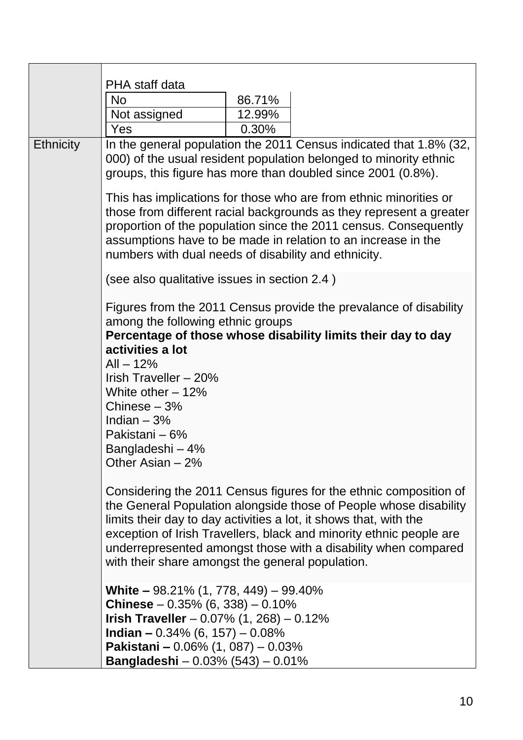| | |
|---|---|
| | PHA staff data<br><br>No – 86.71%<br>Not assigned – 12.99%<br>Yes – 0.30% |
| Ethnicity | In the general population the 2011 Census indicated that 1.8% (32, 000) of the usual resident population belonged to minority ethnic groups, this figure has more than doubled since 2001 (0.8%).<br><br>This has implications for those who are from ethnic minorities or those from different racial backgrounds as they represent a greater proportion of the population since the 2011 census. Consequently assumptions have to be made in relation to an increase in the numbers with dual needs of disability and ethnicity.<br><br>(see also qualitative issues in section 2.4 )<br><br>Figures from the 2011 Census provide the prevalance of disability among the following ethnic groups<br>**Percentage of those whose disability limits their day to day activities a lot**<br>All – 12%<br>Irish Traveller – 20%<br>White other – 12%<br>Chinese – 3%<br>Indian – 3%<br>Pakistani – 6%<br>Bangladeshi – 4%<br>Other Asian – 2%<br><br>Considering the 2011 Census figures for the ethnic composition of the General Population alongside those of People whose disability limits their day to day activities a lot, it shows that, with the exception of Irish Travellers, black and minority ethnic people are underrepresented amongst those with a disability when compared with their share amongst the general population.<br><br>**White –** 98.21% (1, 778, 449) – 99.40%<br>**Chinese** – 0.35% (6, 338) – 0.10%<br>**Irish Traveller** – 0.07% (1, 268) – 0.12%<br>**Indian –** 0.34% (6, 157) – 0.08%<br>**Pakistani –** 0.06% (1, 087) – 0.03%<br>**Bangladeshi** – 0.03% (543) – 0.01% |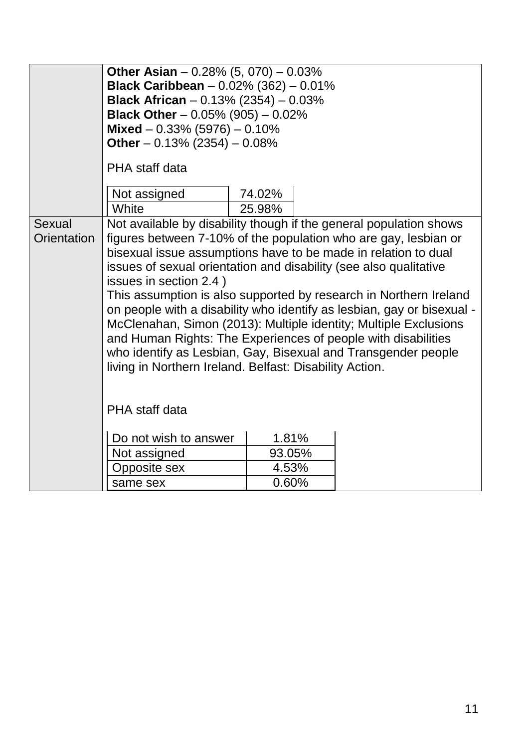| | |
|---|---|
| | **Other Asian** – 0.28% (5, 070) – 0.03%<br>**Black Caribbean** – 0.02% (362) – 0.01%<br>**Black African** – 0.13% (2354) – 0.03%<br>**Black Other** – 0.05% (905) – 0.02%<br>**Mixed** – 0.33% (5976) – 0.10%<br>**Other** – 0.13% (2354) – 0.08%<br><br>PHA staff data<br><br>Not assigned – 74.02%<br>White – 25.98% |
| Sexual Orientation | Not available by disability though if the general population shows figures between 7-10% of the population who are gay, lesbian or bisexual issue assumptions have to be made in relation to dual issues of sexual orientation and disability (see also qualitative issues in section 2.4 )<br>This assumption is also supported by research in Northern Ireland on people with a disability who identify as lesbian, gay or bisexual - McClenahan, Simon (2013): Multiple identity; Multiple Exclusions and Human Rights: The Experiences of people with disabilities who identify as Lesbian, Gay, Bisexual and Transgender people living in Northern Ireland. Belfast: Disability Action.<br><br>PHA staff data<br><br>Do not wish to answer – 1.81%<br>Not assigned – 93.05%<br>Opposite sex – 4.53%<br>same sex – 0.60% |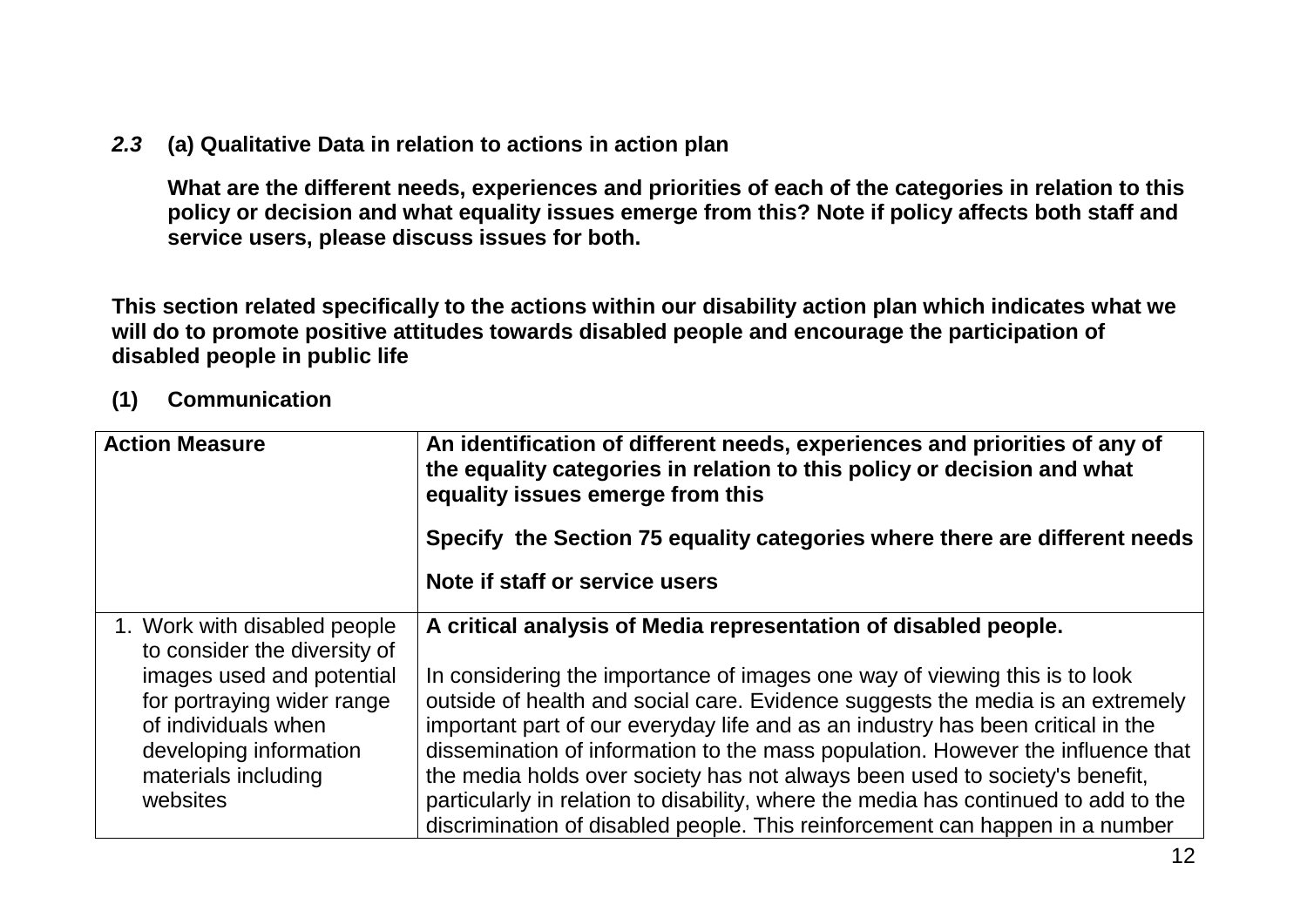***2.3*** **(a) Qualitative Data in relation to actions in action plan**

**What are the different needs, experiences and priorities of each of the categories in relation to this policy or decision and what equality issues emerge from this? Note if policy affects both staff and service users, please discuss issues for both.**

**This section related specifically to the actions within our disability action plan which indicates what we will do to promote positive attitudes towards disabled people and encourage the participation of disabled people in public life**

**(1) Communication**

| **Action Measure** | **An identification of different needs, experiences and priorities of any of the equality categories in relation to this policy or decision and what equality issues emerge from this**<br><br>**Specify the Section 75 equality categories where there are different needs**<br><br>**Note if staff or service users** |
|---|---|
| 1. Work with disabled people to consider the diversity of images used and potential for portraying wider range of individuals when developing information materials including websites | **A critical analysis of Media representation of disabled people.**<br><br>In considering the importance of images one way of viewing this is to look outside of health and social care. Evidence suggests the media is an extremely important part of our everyday life and as an industry has been critical in the dissemination of information to the mass population. However the influence that the media holds over society has not always been used to society's benefit, particularly in relation to disability, where the media has continued to add to the discrimination of disabled people. This reinforcement can happen in a number |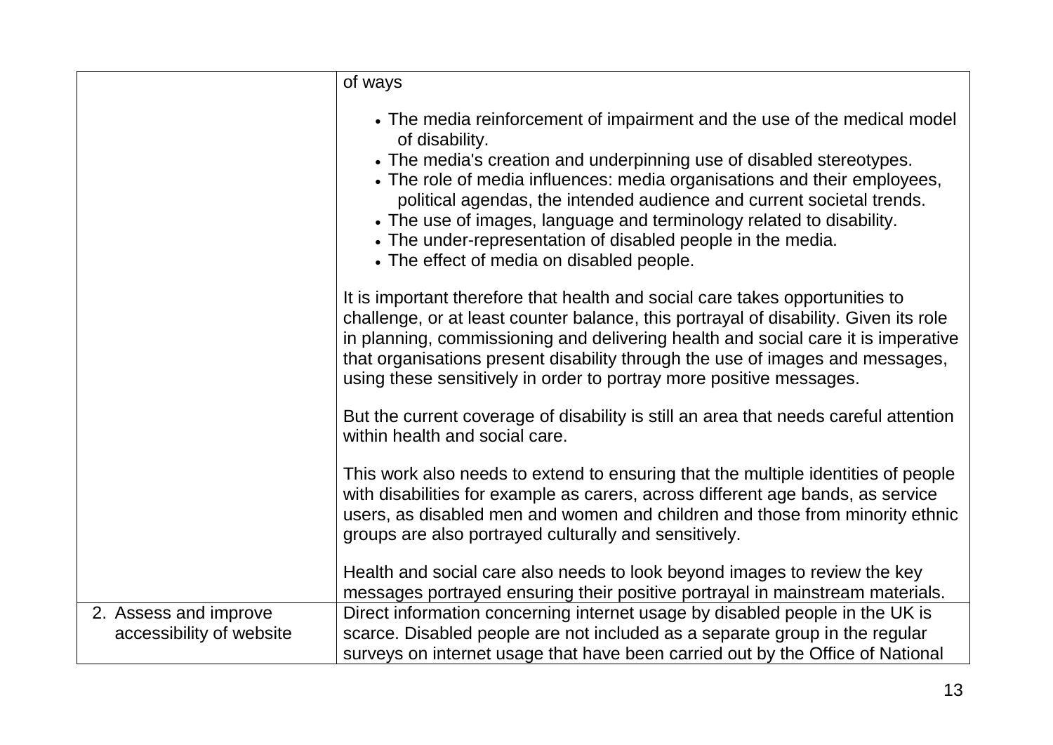| | |
|---|---|
| | of ways<br><br>• The media reinforcement of impairment and the use of the medical model of disability.<br>• The media's creation and underpinning use of disabled stereotypes.<br>• The role of media influences: media organisations and their employees, political agendas, the intended audience and current societal trends.<br>• The use of images, language and terminology related to disability.<br>• The under-representation of disabled people in the media.<br>• The effect of media on disabled people.<br><br>It is important therefore that health and social care takes opportunities to challenge, or at least counter balance, this portrayal of disability. Given its role in planning, commissioning and delivering health and social care it is imperative that organisations present disability through the use of images and messages, using these sensitively in order to portray more positive messages.<br><br>But the current coverage of disability is still an area that needs careful attention within health and social care.<br><br>This work also needs to extend to ensuring that the multiple identities of people with disabilities for example as carers, across different age bands, as service users, as disabled men and women and children and those from minority ethnic groups are also portrayed culturally and sensitively.<br><br>Health and social care also needs to look beyond images to review the key messages portrayed ensuring their positive portrayal in mainstream materials. |
| 2. Assess and improve accessibility of website | Direct information concerning internet usage by disabled people in the UK is scarce. Disabled people are not included as a separate group in the regular surveys on internet usage that have been carried out by the Office of National |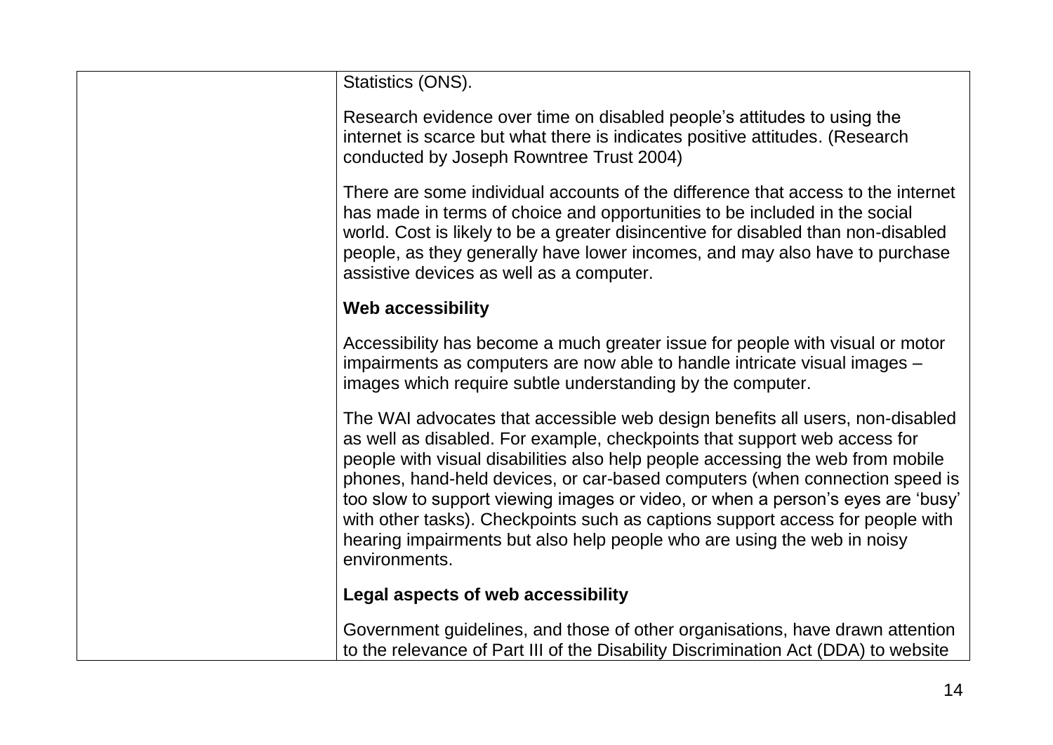| | |
|---|---|
| | Statistics (ONS).<br><br>Research evidence over time on disabled people's attitudes to using the internet is scarce but what there is indicates positive attitudes. (Research conducted by Joseph Rowntree Trust 2004)<br><br>There are some individual accounts of the difference that access to the internet has made in terms of choice and opportunities to be included in the social world. Cost is likely to be a greater disincentive for disabled than non-disabled people, as they generally have lower incomes, and may also have to purchase assistive devices as well as a computer.<br><br>**Web accessibility**<br><br>Accessibility has become a much greater issue for people with visual or motor impairments as computers are now able to handle intricate visual images – images which require subtle understanding by the computer.<br><br>The WAI advocates that accessible web design benefits all users, non-disabled as well as disabled. For example, checkpoints that support web access for people with visual disabilities also help people accessing the web from mobile phones, hand-held devices, or car-based computers (when connection speed is too slow to support viewing images or video, or when a person's eyes are 'busy' with other tasks). Checkpoints such as captions support access for people with hearing impairments but also help people who are using the web in noisy environments.<br><br>**Legal aspects of web accessibility**<br><br>Government guidelines, and those of other organisations, have drawn attention to the relevance of Part III of the Disability Discrimination Act (DDA) to website |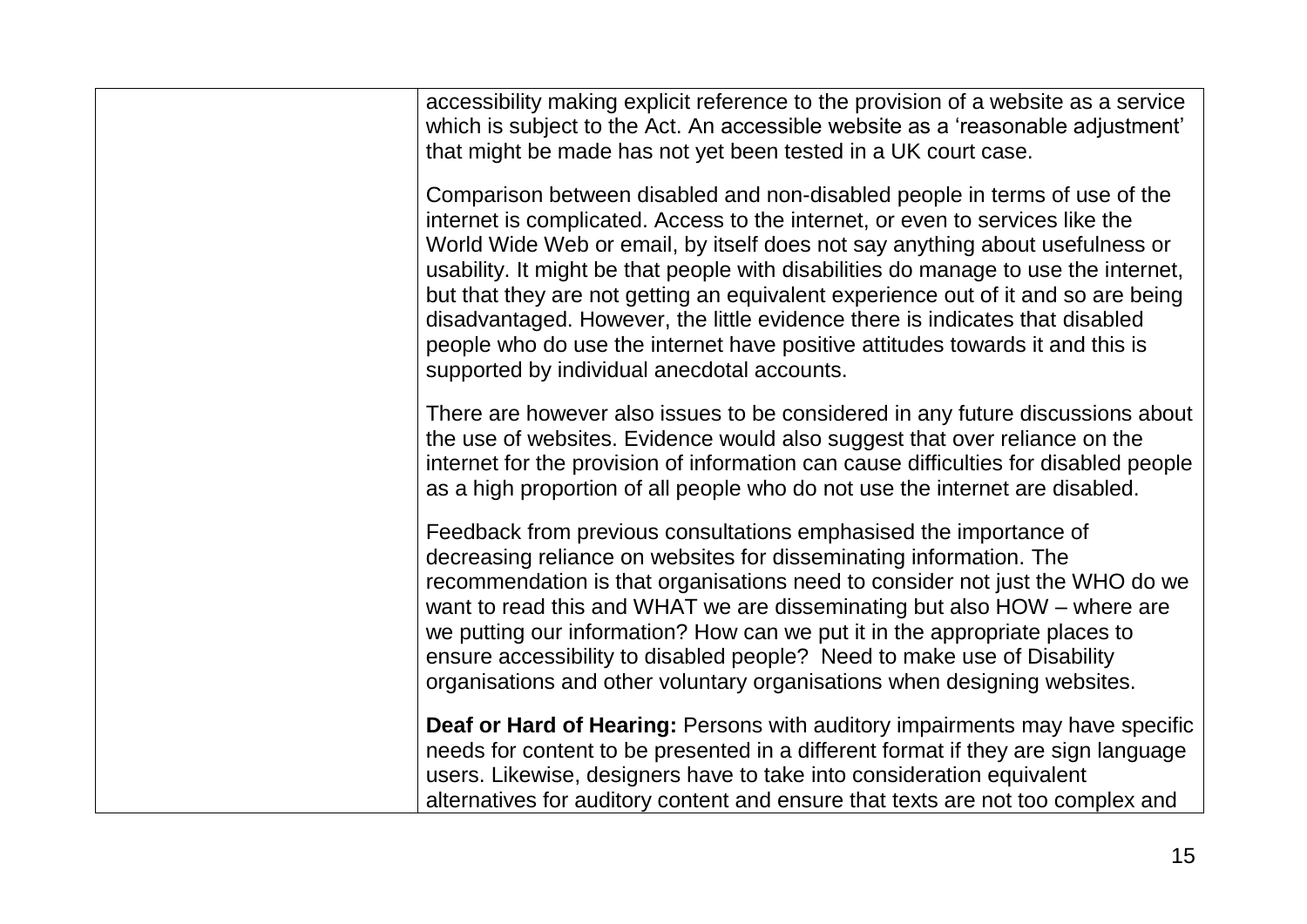| | |
|---|---|
| | accessibility making explicit reference to the provision of a website as a service which is subject to the Act. An accessible website as a 'reasonable adjustment' that might be made has not yet been tested in a UK court case.<br><br>Comparison between disabled and non-disabled people in terms of use of the internet is complicated. Access to the internet, or even to services like the World Wide Web or email, by itself does not say anything about usefulness or usability. It might be that people with disabilities do manage to use the internet, but that they are not getting an equivalent experience out of it and so are being disadvantaged. However, the little evidence there is indicates that disabled people who do use the internet have positive attitudes towards it and this is supported by individual anecdotal accounts.<br><br>There are however also issues to be considered in any future discussions about the use of websites. Evidence would also suggest that over reliance on the internet for the provision of information can cause difficulties for disabled people as a high proportion of all people who do not use the internet are disabled.<br><br>Feedback from previous consultations emphasised the importance of decreasing reliance on websites for disseminating information. The recommendation is that organisations need to consider not just the WHO do we want to read this and WHAT we are disseminating but also HOW – where are we putting our information? How can we put it in the appropriate places to ensure accessibility to disabled people? Need to make use of Disability organisations and other voluntary organisations when designing websites.<br><br>**Deaf or Hard of Hearing:** Persons with auditory impairments may have specific needs for content to be presented in a different format if they are sign language users. Likewise, designers have to take into consideration equivalent alternatives for auditory content and ensure that texts are not too complex and |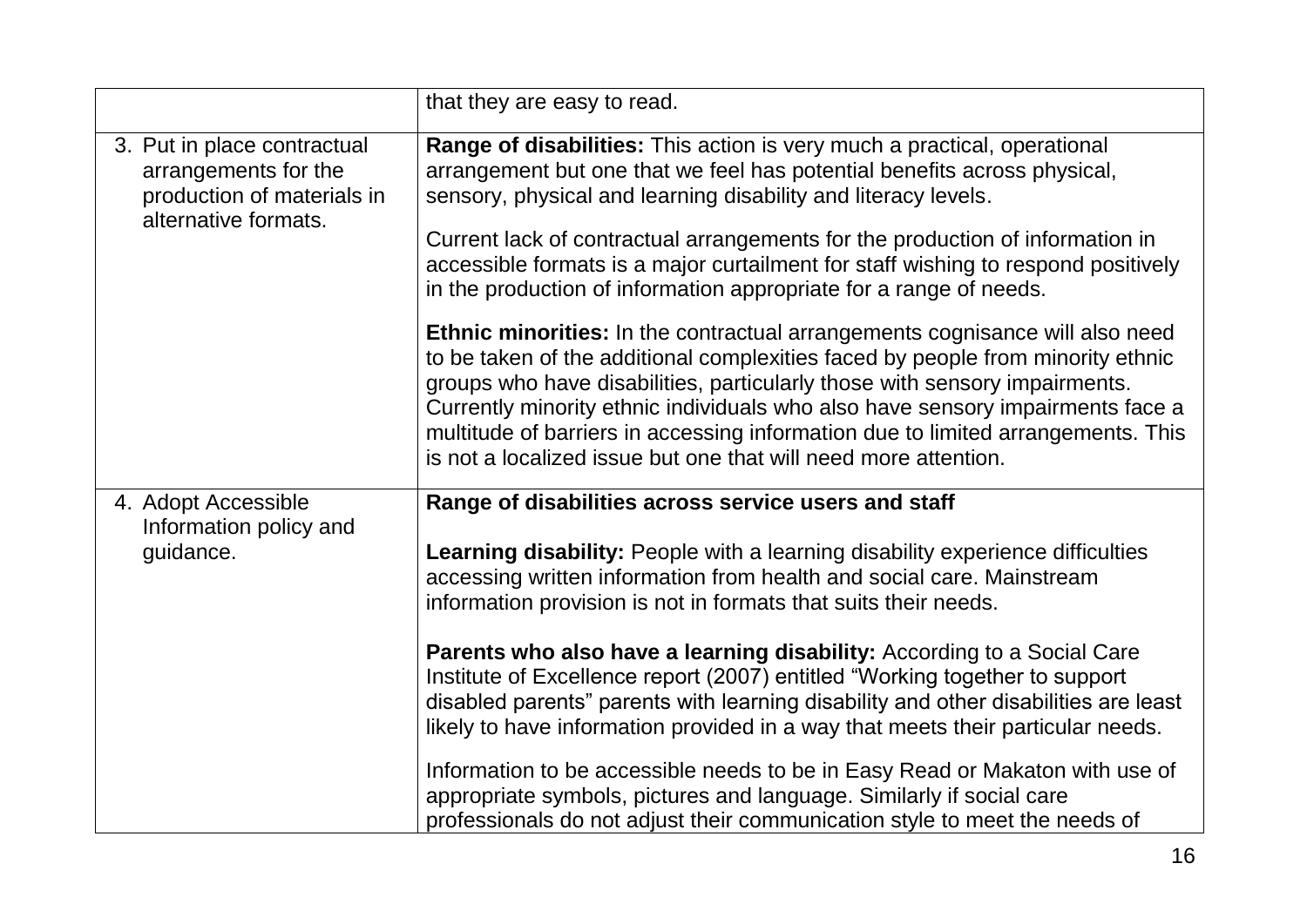| | |
|---|---|
| | that they are easy to read. |
| 3. Put in place contractual arrangements for the production of materials in alternative formats. | **Range of disabilities:** This action is very much a practical, operational arrangement but one that we feel has potential benefits across physical, sensory, physical and learning disability and literacy levels.<br><br>Current lack of contractual arrangements for the production of information in accessible formats is a major curtailment for staff wishing to respond positively in the production of information appropriate for a range of needs.<br><br>**Ethnic minorities:** In the contractual arrangements cognisance will also need to be taken of the additional complexities faced by people from minority ethnic groups who have disabilities, particularly those with sensory impairments. Currently minority ethnic individuals who also have sensory impairments face a multitude of barriers in accessing information due to limited arrangements. This is not a localized issue but one that will need more attention. |
| 4. Adopt Accessible Information policy and guidance. | **Range of disabilities across service users and staff**<br><br>**Learning disability:** People with a learning disability experience difficulties accessing written information from health and social care. Mainstream information provision is not in formats that suits their needs.<br><br>**Parents who also have a learning disability:** According to a Social Care Institute of Excellence report (2007) entitled "Working together to support disabled parents" parents with learning disability and other disabilities are least likely to have information provided in a way that meets their particular needs.<br><br>Information to be accessible needs to be in Easy Read or Makaton with use of appropriate symbols, pictures and language. Similarly if social care professionals do not adjust their communication style to meet the needs of |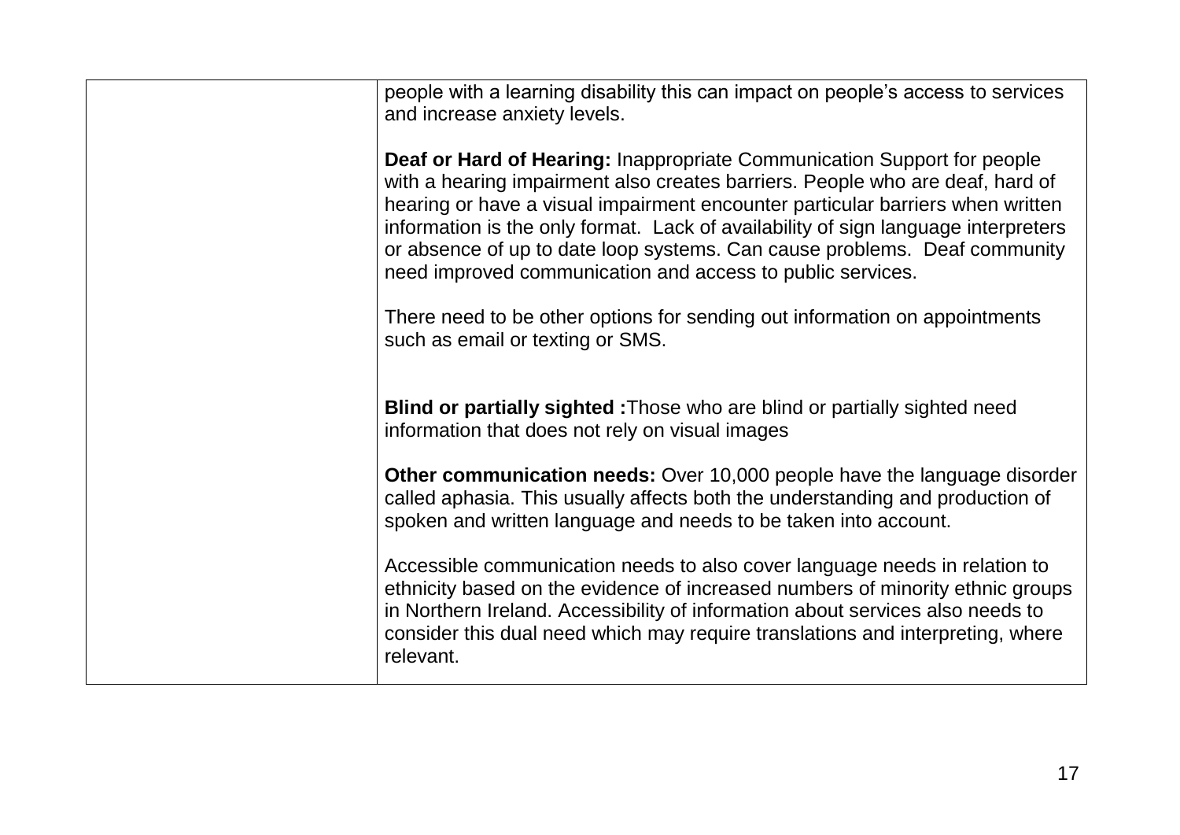| | |
|---|---|
| | people with a learning disability this can impact on people's access to services and increase anxiety levels.<br><br>**Deaf or Hard of Hearing:** Inappropriate Communication Support for people with a hearing impairment also creates barriers. People who are deaf, hard of hearing or have a visual impairment encounter particular barriers when written information is the only format. Lack of availability of sign language interpreters or absence of up to date loop systems. Can cause problems. Deaf community need improved communication and access to public services.<br><br>There need to be other options for sending out information on appointments such as email or texting or SMS.<br><br>**Blind or partially sighted :**Those who are blind or partially sighted need information that does not rely on visual images<br><br>**Other communication needs:** Over 10,000 people have the language disorder called aphasia. This usually affects both the understanding and production of spoken and written language and needs to be taken into account.<br><br>Accessible communication needs to also cover language needs in relation to ethnicity based on the evidence of increased numbers of minority ethnic groups in Northern Ireland. Accessibility of information about services also needs to consider this dual need which may require translations and interpreting, where relevant. |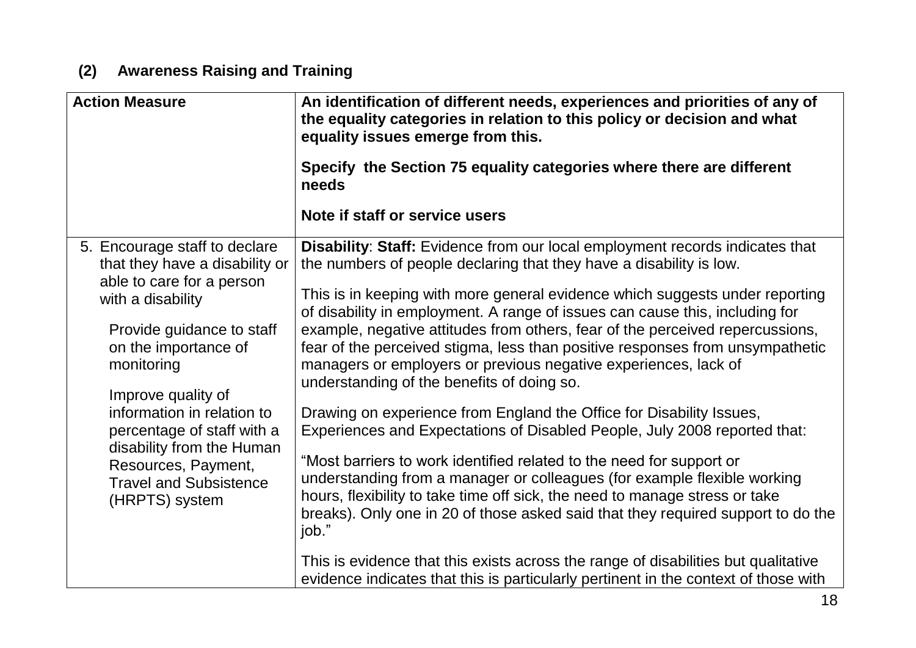## (2) Awareness Raising and Training

| Action Measure | An identification of different needs, experiences and priorities of any of the equality categories in relation to this policy or decision and what equality issues emerge from this.<br><br>Specify the Section 75 equality categories where there are different needs<br><br>Note if staff or service users |
|---|---|
| 5. Encourage staff to declare that they have a disability or able to care for a person with a disability<br><br>Provide guidance to staff on the importance of monitoring<br><br>Improve quality of information in relation to percentage of staff with a disability from the Human Resources, Payment, Travel and Subsistence (HRPTS) system | **Disability**: **Staff:** Evidence from our local employment records indicates that the numbers of people declaring that they have a disability is low.<br><br>This is in keeping with more general evidence which suggests under reporting of disability in employment. A range of issues can cause this, including for example, negative attitudes from others, fear of the perceived repercussions, fear of the perceived stigma, less than positive responses from unsympathetic managers or employers or previous negative experiences, lack of understanding of the benefits of doing so.<br><br>Drawing on experience from England the Office for Disability Issues, Experiences and Expectations of Disabled People, July 2008 reported that:<br><br>"Most barriers to work identified related to the need for support or understanding from a manager or colleagues (for example flexible working hours, flexibility to take time off sick, the need to manage stress or take breaks). Only one in 20 of those asked said that they required support to do the job."<br><br>This is evidence that this exists across the range of disabilities but qualitative evidence indicates that this is particularly pertinent in the context of those with |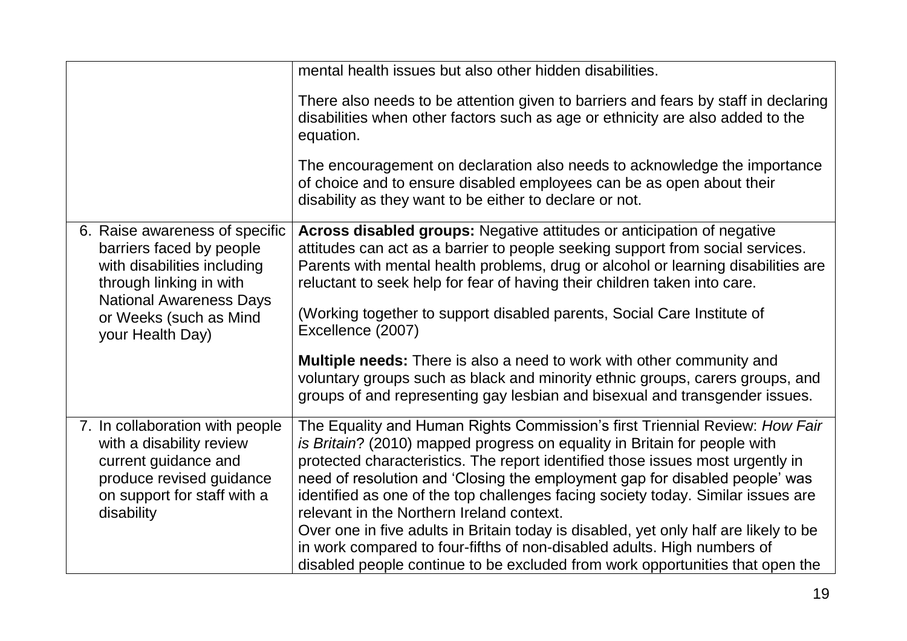| | |
|---|---|
| | mental health issues but also other hidden disabilities.<br><br>There also needs to be attention given to barriers and fears by staff in declaring disabilities when other factors such as age or ethnicity are also added to the equation.<br><br>The encouragement on declaration also needs to acknowledge the importance of choice and to ensure disabled employees can be as open about their disability as they want to be either to declare or not. |
| 6. Raise awareness of specific barriers faced by people with disabilities including through linking in with National Awareness Days or Weeks (such as Mind your Health Day) | **Across disabled groups:** Negative attitudes or anticipation of negative attitudes can act as a barrier to people seeking support from social services. Parents with mental health problems, drug or alcohol or learning disabilities are reluctant to seek help for fear of having their children taken into care.<br><br>(Working together to support disabled parents, Social Care Institute of Excellence (2007)<br><br>**Multiple needs:** There is also a need to work with other community and voluntary groups such as black and minority ethnic groups, carers groups, and groups of and representing gay lesbian and bisexual and transgender issues. |
| 7. In collaboration with people with a disability review current guidance and produce revised guidance on support for staff with a disability | The Equality and Human Rights Commission's first Triennial Review: *How Fair is Britain*? (2010) mapped progress on equality in Britain for people with protected characteristics. The report identified those issues most urgently in need of resolution and 'Closing the employment gap for disabled people' was identified as one of the top challenges facing society today. Similar issues are relevant in the Northern Ireland context.<br>Over one in five adults in Britain today is disabled, yet only half are likely to be in work compared to four-fifths of non-disabled adults. High numbers of disabled people continue to be excluded from work opportunities that open the |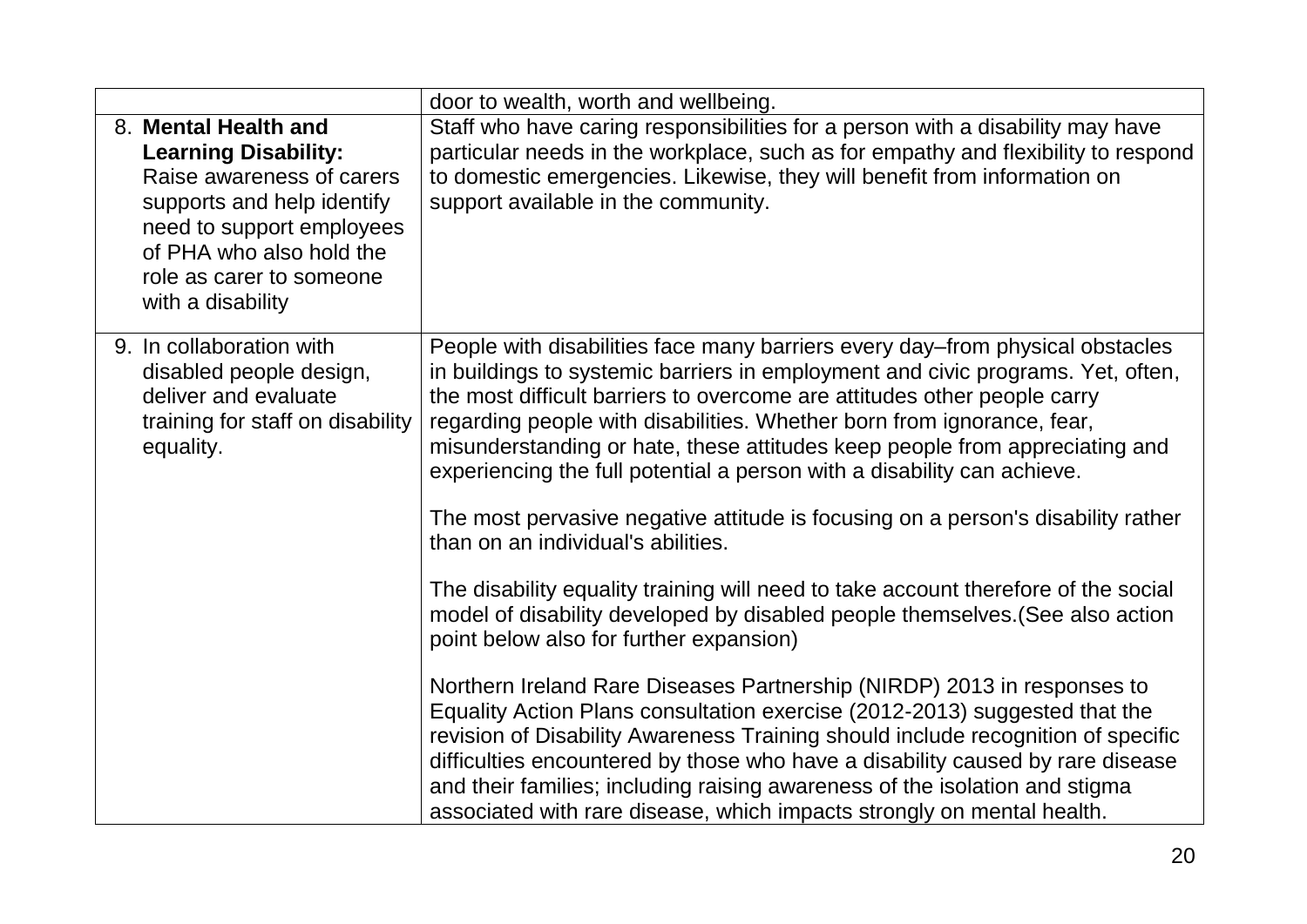| | |
|---|---|
| | door to wealth, worth and wellbeing. |
| 8. **Mental Health and Learning Disability:** Raise awareness of carers supports and help identify need to support employees of PHA who also hold the role as carer to someone with a disability | Staff who have caring responsibilities for a person with a disability may have particular needs in the workplace, such as for empathy and flexibility to respond to domestic emergencies. Likewise, they will benefit from information on support available in the community. |
| 9. In collaboration with disabled people design, deliver and evaluate training for staff on disability equality. | People with disabilities face many barriers every day–from physical obstacles in buildings to systemic barriers in employment and civic programs. Yet, often, the most difficult barriers to overcome are attitudes other people carry regarding people with disabilities. Whether born from ignorance, fear, misunderstanding or hate, these attitudes keep people from appreciating and experiencing the full potential a person with a disability can achieve.<br><br>The most pervasive negative attitude is focusing on a person's disability rather than on an individual's abilities.<br><br>The disability equality training will need to take account therefore of the social model of disability developed by disabled people themselves.(See also action point below also for further expansion)<br><br>Northern Ireland Rare Diseases Partnership (NIRDP) 2013 in responses to Equality Action Plans consultation exercise (2012-2013) suggested that the revision of Disability Awareness Training should include recognition of specific difficulties encountered by those who have a disability caused by rare disease and their families; including raising awareness of the isolation and stigma associated with rare disease, which impacts strongly on mental health. |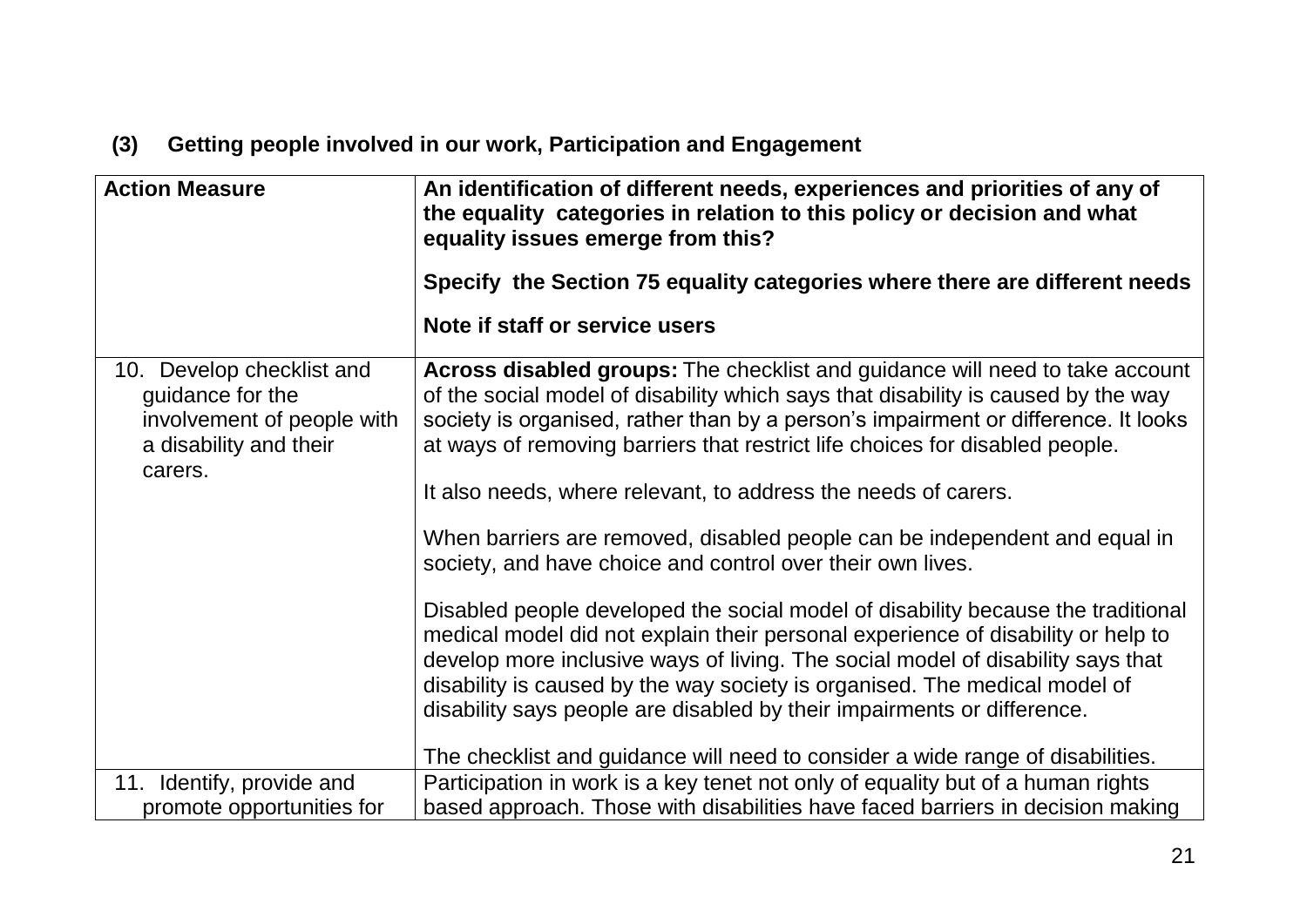## (3) Getting people involved in our work, Participation and Engagement

| Action Measure | An identification of different needs, experiences and priorities of any of the equality categories in relation to this policy or decision and what equality issues emerge from this?<br><br>Specify the Section 75 equality categories where there are different needs<br><br>Note if staff or service users |
|---|---|
| 10. Develop checklist and guidance for the involvement of people with a disability and their carers. | **Across disabled groups:** The checklist and guidance will need to take account of the social model of disability which says that disability is caused by the way society is organised, rather than by a person's impairment or difference. It looks at ways of removing barriers that restrict life choices for disabled people.<br><br>It also needs, where relevant, to address the needs of carers.<br><br>When barriers are removed, disabled people can be independent and equal in society, and have choice and control over their own lives.<br><br>Disabled people developed the social model of disability because the traditional medical model did not explain their personal experience of disability or help to develop more inclusive ways of living. The social model of disability says that disability is caused by the way society is organised. The medical model of disability says people are disabled by their impairments or difference.<br><br>The checklist and guidance will need to consider a wide range of disabilities. |
| 11. Identify, provide and promote opportunities for | Participation in work is a key tenet not only of equality but of a human rights based approach. Those with disabilities have faced barriers in decision making |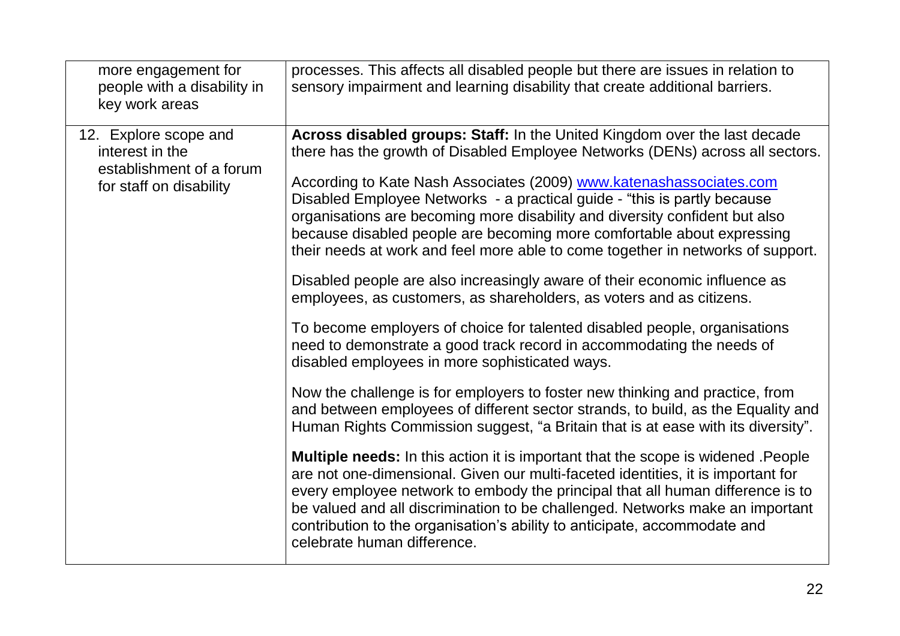| | |
|---|---|
| more engagement for people with a disability in key work areas | processes. This affects all disabled people but there are issues in relation to sensory impairment and learning disability that create additional barriers. |
| 12. Explore scope and interest in the establishment of a forum for staff on disability | **Across disabled groups: Staff:** In the United Kingdom over the last decade there has the growth of Disabled Employee Networks (DENs) across all sectors.<br><br>According to Kate Nash Associates (2009) [www.katenashassociates.com](http://www.katenashassociates.com) Disabled Employee Networks - a practical guide - "this is partly because organisations are becoming more disability and diversity confident but also because disabled people are becoming more comfortable about expressing their needs at work and feel more able to come together in networks of support.<br><br>Disabled people are also increasingly aware of their economic influence as employees, as customers, as shareholders, as voters and as citizens.<br><br>To become employers of choice for talented disabled people, organisations need to demonstrate a good track record in accommodating the needs of disabled employees in more sophisticated ways.<br><br>Now the challenge is for employers to foster new thinking and practice, from and between employees of different sector strands, to build, as the Equality and Human Rights Commission suggest, "a Britain that is at ease with its diversity".<br><br>**Multiple needs:** In this action it is important that the scope is widened .People are not one-dimensional. Given our multi-faceted identities, it is important for every employee network to embody the principal that all human difference is to be valued and all discrimination to be challenged. Networks make an important contribution to the organisation's ability to anticipate, accommodate and celebrate human difference. |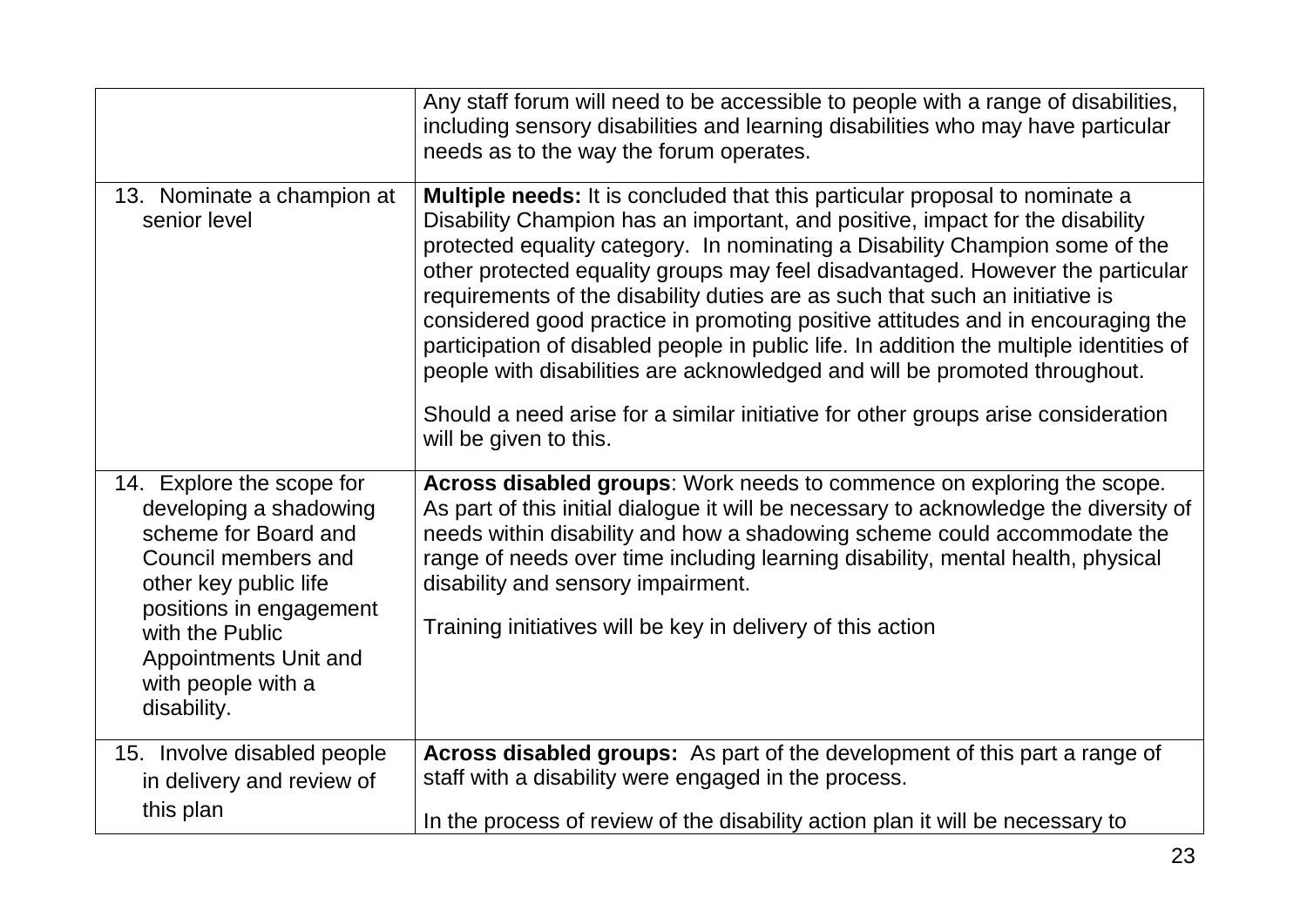| | |
|---|---|
| | Any staff forum will need to be accessible to people with a range of disabilities, including sensory disabilities and learning disabilities who may have particular needs as to the way the forum operates. |
| 13. Nominate a champion at senior level | **Multiple needs:** It is concluded that this particular proposal to nominate a Disability Champion has an important, and positive, impact for the disability protected equality category. In nominating a Disability Champion some of the other protected equality groups may feel disadvantaged. However the particular requirements of the disability duties are as such that such an initiative is considered good practice in promoting positive attitudes and in encouraging the participation of disabled people in public life. In addition the multiple identities of people with disabilities are acknowledged and will be promoted throughout.<br><br>Should a need arise for a similar initiative for other groups arise consideration will be given to this. |
| 14. Explore the scope for developing a shadowing scheme for Board and Council members and other key public life positions in engagement with the Public Appointments Unit and with people with a disability. | **Across disabled groups**: Work needs to commence on exploring the scope. As part of this initial dialogue it will be necessary to acknowledge the diversity of needs within disability and how a shadowing scheme could accommodate the range of needs over time including learning disability, mental health, physical disability and sensory impairment.<br><br>Training initiatives will be key in delivery of this action |
| 15. Involve disabled people in delivery and review of this plan | **Across disabled groups:** As part of the development of this part a range of staff with a disability were engaged in the process.<br><br>In the process of review of the disability action plan it will be necessary to |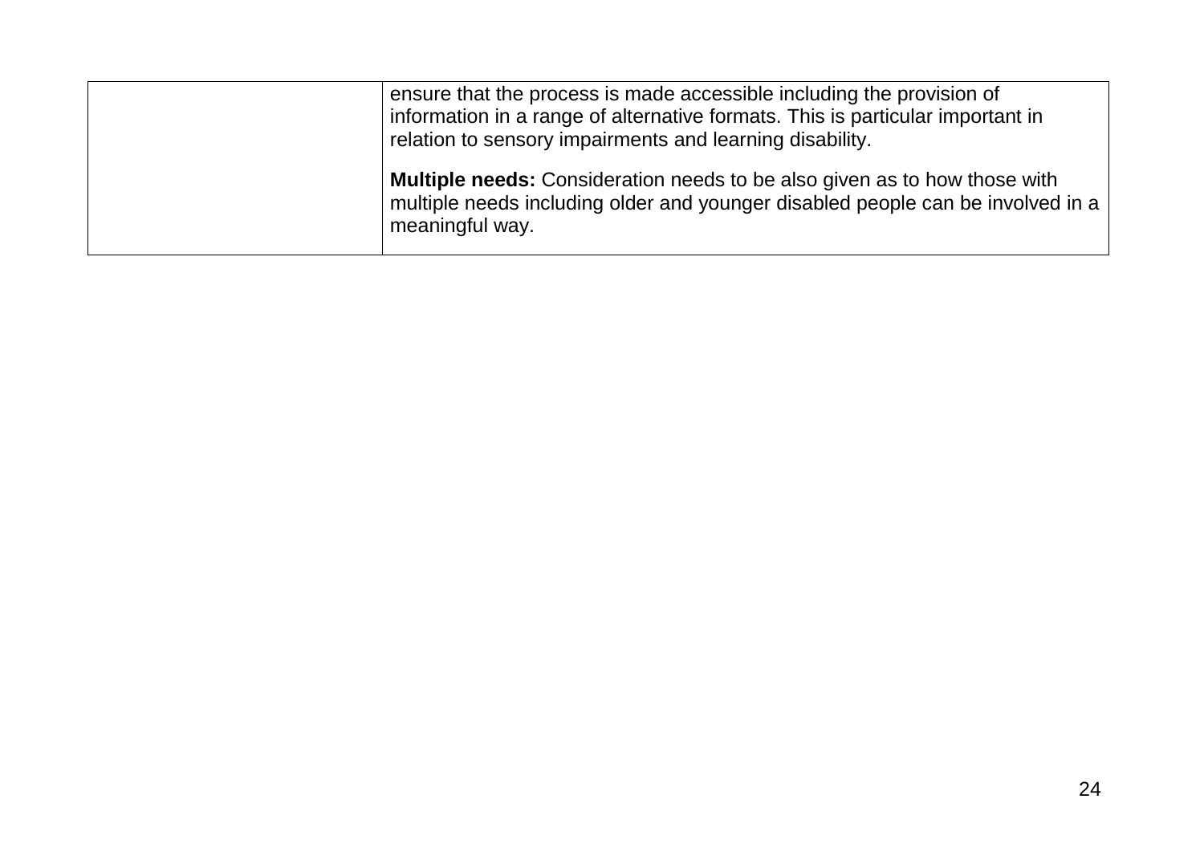| | |
|---|---|
| | ensure that the process is made accessible including the provision of information in a range of alternative formats. This is particular important in relation to sensory impairments and learning disability.<br><br>**Multiple needs:** Consideration needs to be also given as to how those with multiple needs including older and younger disabled people can be involved in a meaningful way. |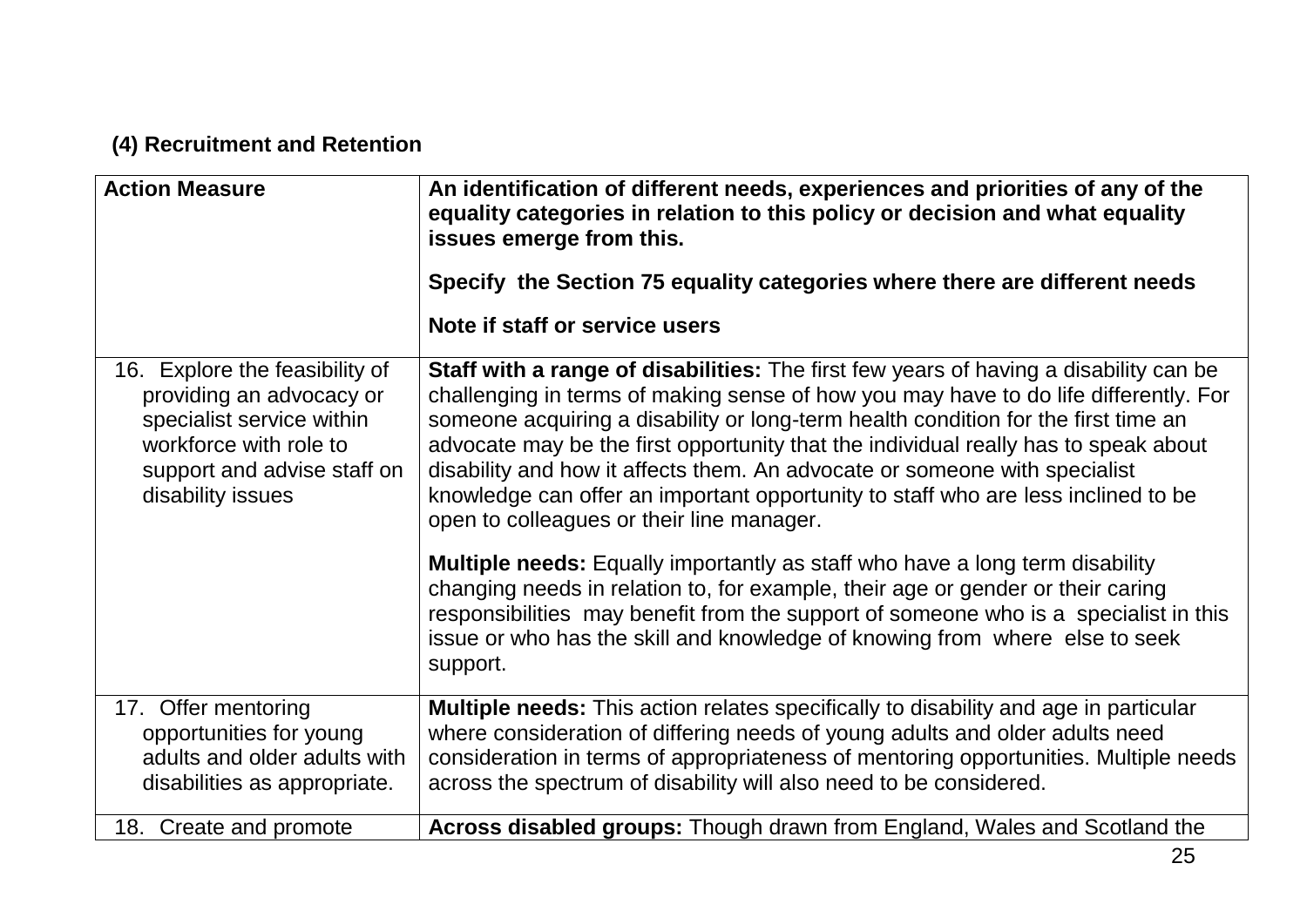### (4) Recruitment and Retention

| Action Measure | An identification of different needs, experiences and priorities of any of the equality categories in relation to this policy or decision and what equality issues emerge from this.<br><br>Specify the Section 75 equality categories where there are different needs<br><br>Note if staff or service users |
|---|---|
| 16. Explore the feasibility of providing an advocacy or specialist service within workforce with role to support and advise staff on disability issues | **Staff with a range of disabilities:** The first few years of having a disability can be challenging in terms of making sense of how you may have to do life differently. For someone acquiring a disability or long-term health condition for the first time an advocate may be the first opportunity that the individual really has to speak about disability and how it affects them. An advocate or someone with specialist knowledge can offer an important opportunity to staff who are less inclined to be open to colleagues or their line manager.<br><br>**Multiple needs:** Equally importantly as staff who have a long term disability changing needs in relation to, for example, their age or gender or their caring responsibilities may benefit from the support of someone who is a specialist in this issue or who has the skill and knowledge of knowing from where else to seek support. |
| 17. Offer mentoring opportunities for young adults and older adults with disabilities as appropriate. | **Multiple needs:** This action relates specifically to disability and age in particular where consideration of differing needs of young adults and older adults need consideration in terms of appropriateness of mentoring opportunities. Multiple needs across the spectrum of disability will also need to be considered. |
| 18. Create and promote | **Across disabled groups:** Though drawn from England, Wales and Scotland the |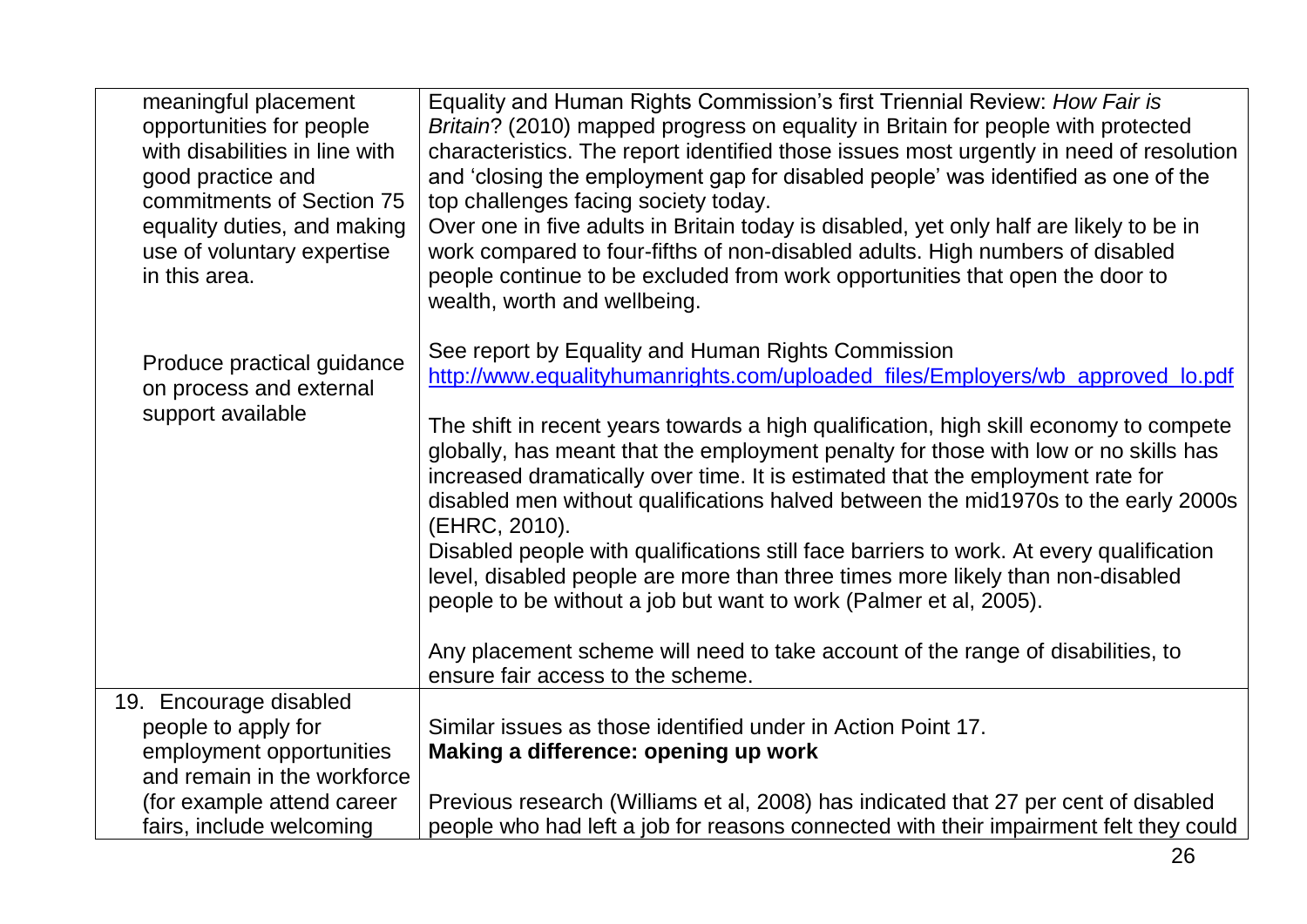| | |
|---|---|
| meaningful placement opportunities for people with disabilities in line with good practice and commitments of Section 75 equality duties, and making use of voluntary expertise in this area.<br><br>Produce practical guidance on process and external support available | Equality and Human Rights Commission's first Triennial Review: *How Fair is Britain*? (2010) mapped progress on equality in Britain for people with protected characteristics. The report identified those issues most urgently in need of resolution and 'closing the employment gap for disabled people' was identified as one of the top challenges facing society today.<br>Over one in five adults in Britain today is disabled, yet only half are likely to be in work compared to four-fifths of non-disabled adults. High numbers of disabled people continue to be excluded from work opportunities that open the door to wealth, worth and wellbeing.<br><br>See report by Equality and Human Rights Commission [http://www.equalityhumanrights.com/uploaded_files/Employers/wb_approved_lo.pdf](http://www.equalityhumanrights.com/uploaded_files/Employers/wb_approved_lo.pdf)<br><br>The shift in recent years towards a high qualification, high skill economy to compete globally, has meant that the employment penalty for those with low or no skills has increased dramatically over time. It is estimated that the employment rate for disabled men without qualifications halved between the mid1970s to the early 2000s (EHRC, 2010).<br>Disabled people with qualifications still face barriers to work. At every qualification level, disabled people are more than three times more likely than non-disabled people to be without a job but want to work (Palmer et al, 2005).<br><br>Any placement scheme will need to take account of the range of disabilities, to ensure fair access to the scheme. |
| 19. Encourage disabled people to apply for employment opportunities and remain in the workforce (for example attend career fairs, include welcoming | Similar issues as those identified under in Action Point 17.<br>**Making a difference: opening up work**<br><br>Previous research (Williams et al, 2008) has indicated that 27 per cent of disabled people who had left a job for reasons connected with their impairment felt they could |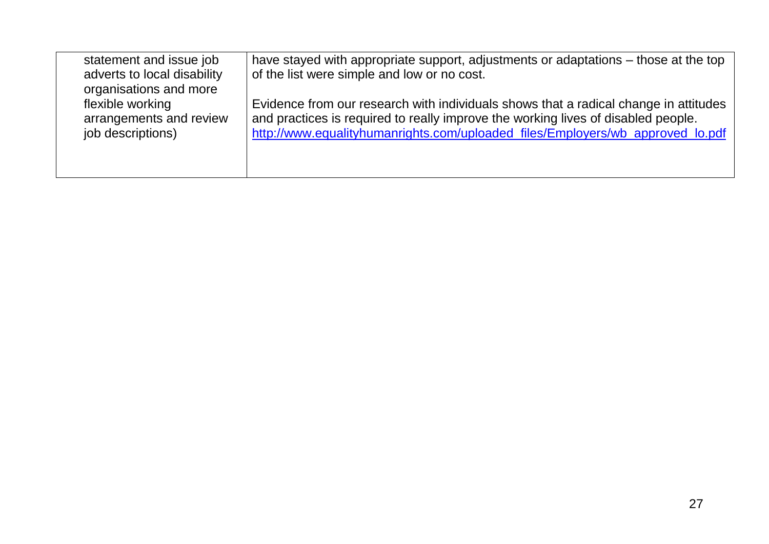| | |
|---|---|
| statement and issue job adverts to local disability organisations and more flexible working arrangements and review job descriptions) | have stayed with appropriate support, adjustments or adaptations – those at the top of the list were simple and low or no cost.<br><br>Evidence from our research with individuals shows that a radical change in attitudes and practices is required to really improve the working lives of disabled people. http://www.equalityhumanrights.com/uploaded_files/Employers/wb_approved_lo.pdf |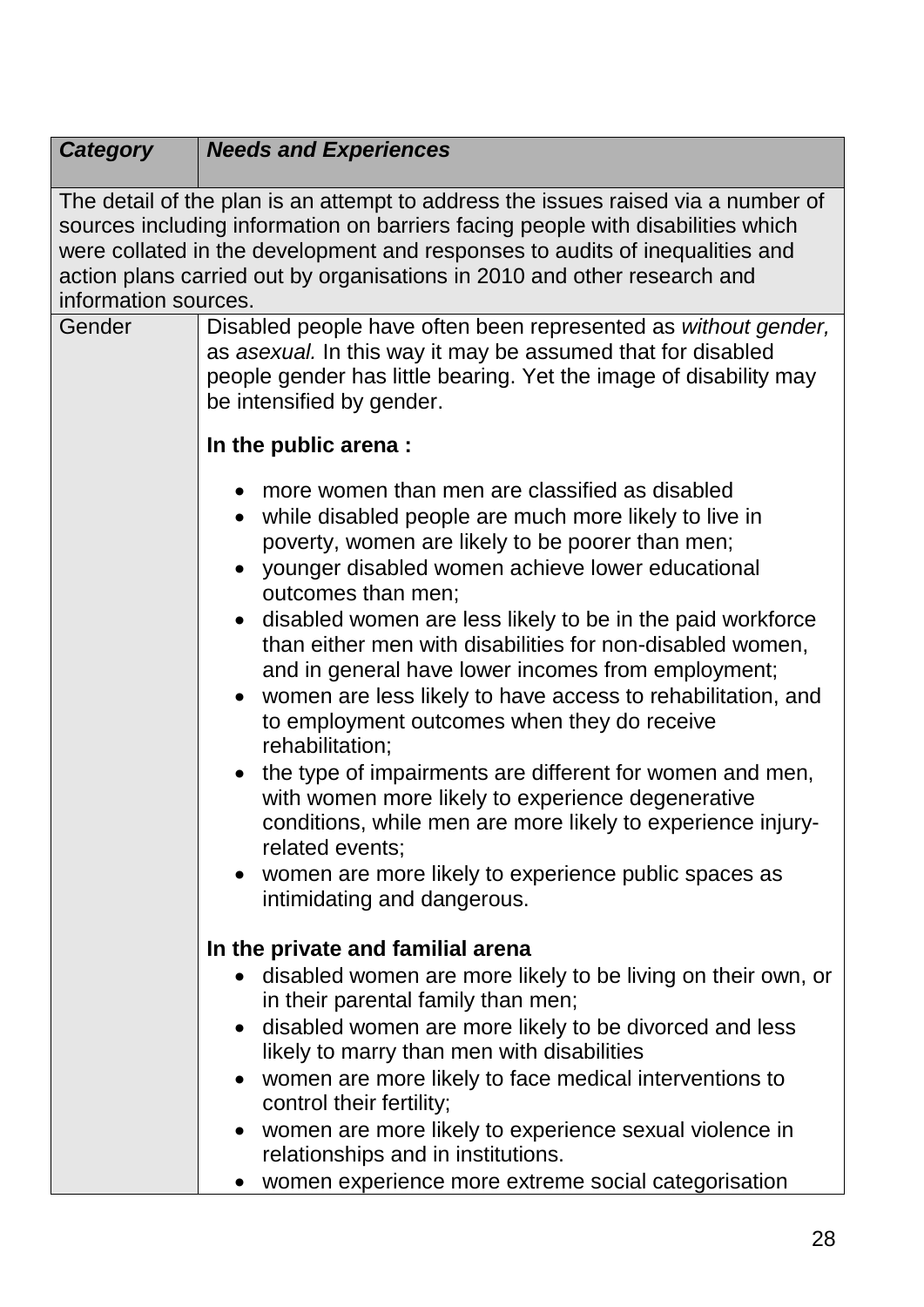| *Category* | *Needs and Experiences* |
|---|---|
| The detail of the plan is an attempt to address the issues raised via a number of sources including information on barriers facing people with disabilities which were collated in the development and responses to audits of inequalities and action plans carried out by organisations in 2010 and other research and information sources. | |
| Gender | Disabled people have often been represented as *without gender,* as *asexual.* In this way it may be assumed that for disabled people gender has little bearing. Yet the image of disability may be intensified by gender.<br><br>**In the public arena :**<br><br>• more women than men are classified as disabled<br>• while disabled people are much more likely to live in poverty, women are likely to be poorer than men;<br>• younger disabled women achieve lower educational outcomes than men;<br>• disabled women are less likely to be in the paid workforce than either men with disabilities for non-disabled women, and in general have lower incomes from employment;<br>• women are less likely to have access to rehabilitation, and to employment outcomes when they do receive rehabilitation;<br>• the type of impairments are different for women and men, with women more likely to experience degenerative conditions, while men are more likely to experience injury-related events;<br>• women are more likely to experience public spaces as intimidating and dangerous.<br><br>**In the private and familial arena**<br>• disabled women are more likely to be living on their own, or in their parental family than men;<br>• disabled women are more likely to be divorced and less likely to marry than men with disabilities<br>• women are more likely to face medical interventions to control their fertility;<br>• women are more likely to experience sexual violence in relationships and in institutions.<br>• women experience more extreme social categorisation |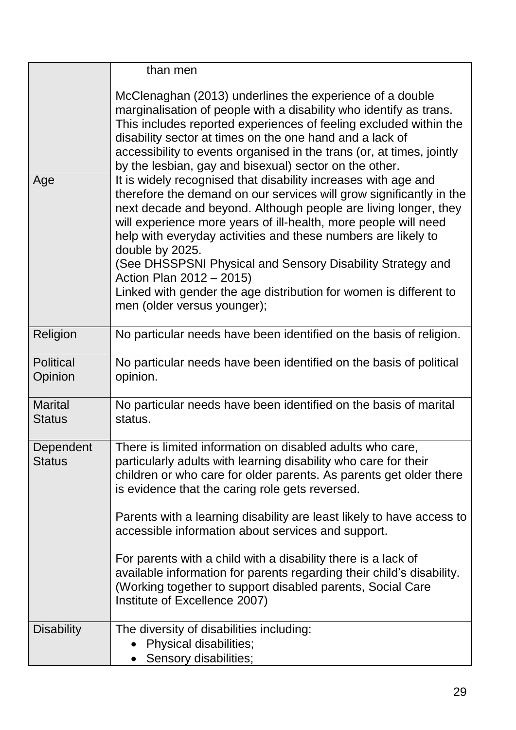| | |
|---|---|
| | than men<br><br>McClenaghan (2013) underlines the experience of a double marginalisation of people with a disability who identify as trans. This includes reported experiences of feeling excluded within the disability sector at times on the one hand and a lack of accessibility to events organised in the trans (or, at times, jointly by the lesbian, gay and bisexual) sector on the other. |
| Age | It is widely recognised that disability increases with age and therefore the demand on our services will grow significantly in the next decade and beyond. Although people are living longer, they will experience more years of ill-health, more people will need help with everyday activities and these numbers are likely to double by 2025.<br>(See DHSSPSNI Physical and Sensory Disability Strategy and Action Plan 2012 – 2015)<br>Linked with gender the age distribution for women is different to men (older versus younger); |
| Religion | No particular needs have been identified on the basis of religion. |
| Political Opinion | No particular needs have been identified on the basis of political opinion. |
| Marital Status | No particular needs have been identified on the basis of marital status. |
| Dependent Status | There is limited information on disabled adults who care, particularly adults with learning disability who care for their children or who care for older parents. As parents get older there is evidence that the caring role gets reversed.<br><br>Parents with a learning disability are least likely to have access to accessible information about services and support.<br><br>For parents with a child with a disability there is a lack of available information for parents regarding their child's disability. (Working together to support disabled parents, Social Care Institute of Excellence 2007) |
| Disability | The diversity of disabilities including:<br>• Physical disabilities;<br>• Sensory disabilities; |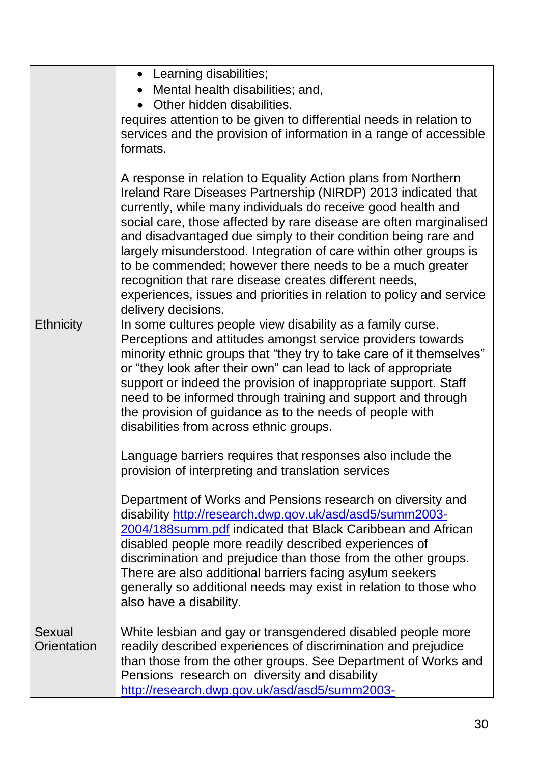| | |
|---|---|
| | • Learning disabilities;<br>• Mental health disabilities; and,<br>• Other hidden disabilities.<br>requires attention to be given to differential needs in relation to services and the provision of information in a range of accessible formats.<br><br>A response in relation to Equality Action plans from Northern Ireland Rare Diseases Partnership (NIRDP) 2013 indicated that currently, while many individuals do receive good health and social care, those affected by rare disease are often marginalised and disadvantaged due simply to their condition being rare and largely misunderstood. Integration of care within other groups is to be commended; however there needs to be a much greater recognition that rare disease creates different needs, experiences, issues and priorities in relation to policy and service delivery decisions. |
| Ethnicity | In some cultures people view disability as a family curse. Perceptions and attitudes amongst service providers towards minority ethnic groups that "they try to take care of it themselves" or "they look after their own" can lead to lack of appropriate support or indeed the provision of inappropriate support. Staff need to be informed through training and support and through the provision of guidance as to the needs of people with disabilities from across ethnic groups.<br><br>Language barriers requires that responses also include the provision of interpreting and translation services<br><br>Department of Works and Pensions research on diversity and disability [http://research.dwp.gov.uk/asd/asd5/summ2003-2004/188summ.pdf](http://research.dwp.gov.uk/asd/asd5/summ2003-2004/188summ.pdf) indicated that Black Caribbean and African disabled people more readily described experiences of discrimination and prejudice than those from the other groups. There are also additional barriers facing asylum seekers generally so additional needs may exist in relation to those who also have a disability. |
| Sexual Orientation | White lesbian and gay or transgendered disabled people more readily described experiences of discrimination and prejudice than those from the other groups. See Department of Works and Pensions research on diversity and disability [http://research.dwp.gov.uk/asd/asd5/summ2003-](http://research.dwp.gov.uk/asd/asd5/summ2003-) |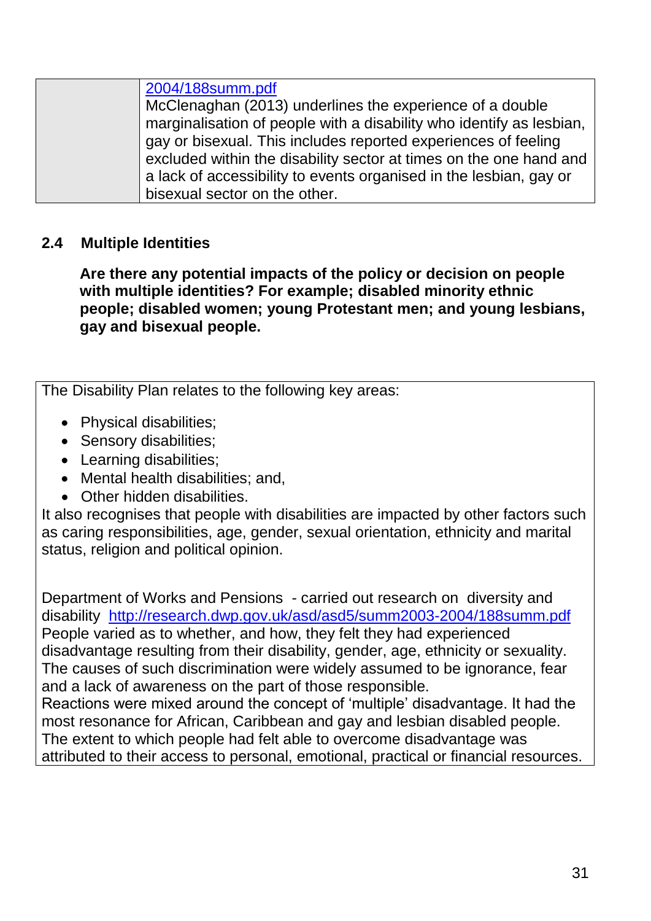| | |
|---|---|
| | [2004/188summ.pdf](http://research.dwp.gov.uk/asd/asd5/summ2003-2004/188summ.pdf)<br>McClenaghan (2013) underlines the experience of a double marginalisation of people with a disability who identify as lesbian, gay or bisexual. This includes reported experiences of feeling excluded within the disability sector at times on the one hand and a lack of accessibility to events organised in the lesbian, gay or bisexual sector on the other. |

## 2.4 Multiple Identities

**Are there any potential impacts of the policy or decision on people with multiple identities? For example; disabled minority ethnic people; disabled women; young Protestant men; and young lesbians, gay and bisexual people.**

| |
|---|
| The Disability Plan relates to the following key areas:<br><br>• Physical disabilities;<br>• Sensory disabilities;<br>• Learning disabilities;<br>• Mental health disabilities; and,<br>• Other hidden disabilities.<br><br>It also recognises that people with disabilities are impacted by other factors such as caring responsibilities, age, gender, sexual orientation, ethnicity and marital status, religion and political opinion.<br><br>Department of Works and Pensions - carried out research on diversity and disability http://research.dwp.gov.uk/asd/asd5/summ2003-2004/188summ.pdf<br>People varied as to whether, and how, they felt they had experienced disadvantage resulting from their disability, gender, age, ethnicity or sexuality. The causes of such discrimination were widely assumed to be ignorance, fear and a lack of awareness on the part of those responsible.<br>Reactions were mixed around the concept of 'multiple' disadvantage. It had the most resonance for African, Caribbean and gay and lesbian disabled people. The extent to which people had felt able to overcome disadvantage was attributed to their access to personal, emotional, practical or financial resources. |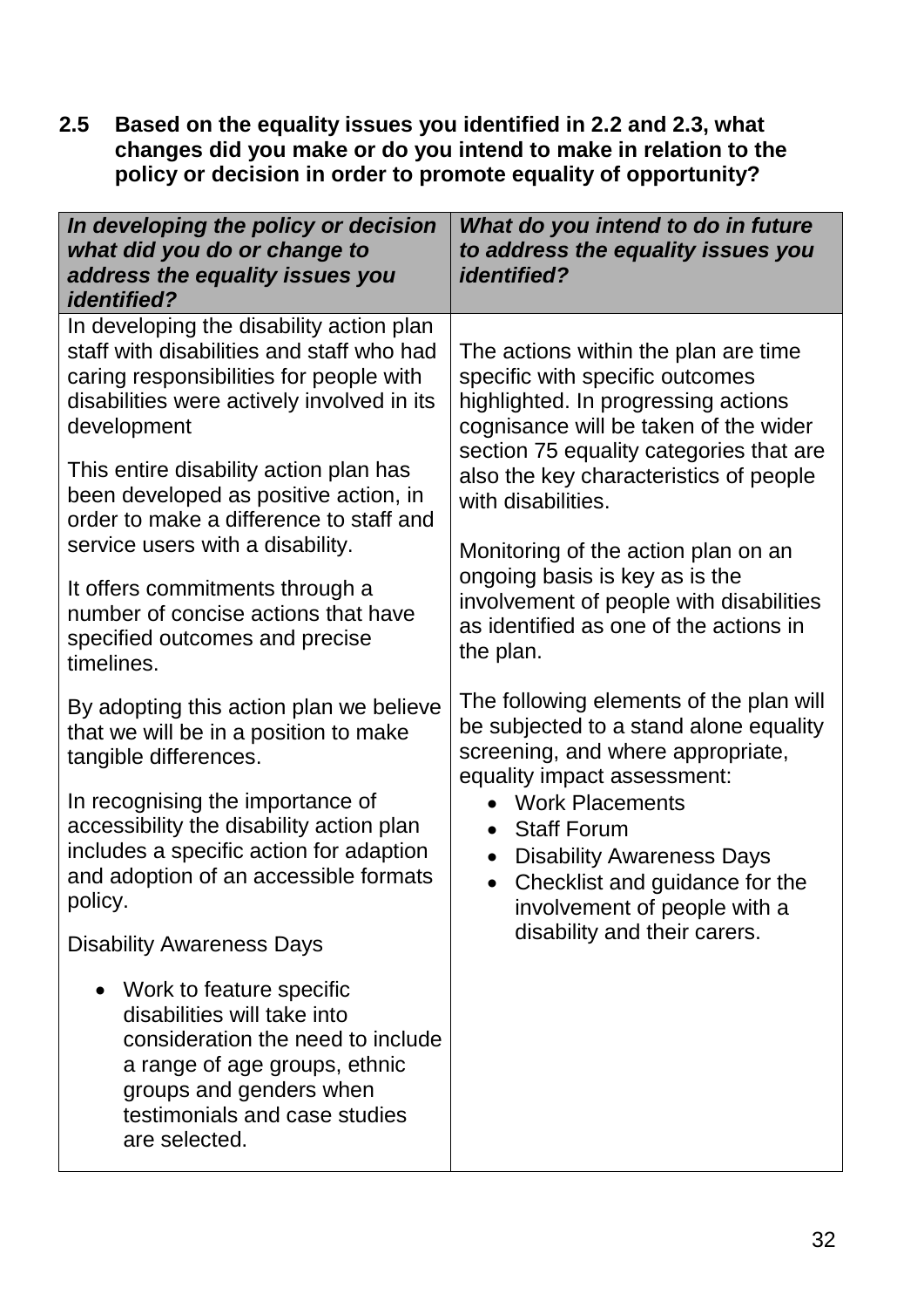**2.5 Based on the equality issues you identified in 2.2 and 2.3, what changes did you make or do you intend to make in relation to the policy or decision in order to promote equality of opportunity?**

| ***In developing the policy or decision what did you do or change to address the equality issues you identified?*** | ***What do you intend to do in future to address the equality issues you identified?*** |
|---|---|
| In developing the disability action plan staff with disabilities and staff who had caring responsibilities for people with disabilities were actively involved in its development<br><br>This entire disability action plan has been developed as positive action, in order to make a difference to staff and service users with a disability.<br><br>It offers commitments through a number of concise actions that have specified outcomes and precise timelines.<br><br>By adopting this action plan we believe that we will be in a position to make tangible differences.<br><br>In recognising the importance of accessibility the disability action plan includes a specific action for adaption and adoption of an accessible formats policy.<br><br>Disability Awareness Days<br><br>• Work to feature specific disabilities will take into consideration the need to include a range of age groups, ethnic groups and genders when testimonials and case studies are selected. | The actions within the plan are time specific with specific outcomes highlighted. In progressing actions cognisance will be taken of the wider section 75 equality categories that are also the key characteristics of people with disabilities.<br><br>Monitoring of the action plan on an ongoing basis is key as is the involvement of people with disabilities as identified as one of the actions in the plan.<br><br>The following elements of the plan will be subjected to a stand alone equality screening, and where appropriate, equality impact assessment:<br>• Work Placements<br>• Staff Forum<br>• Disability Awareness Days<br>• Checklist and guidance for the involvement of people with a disability and their carers. |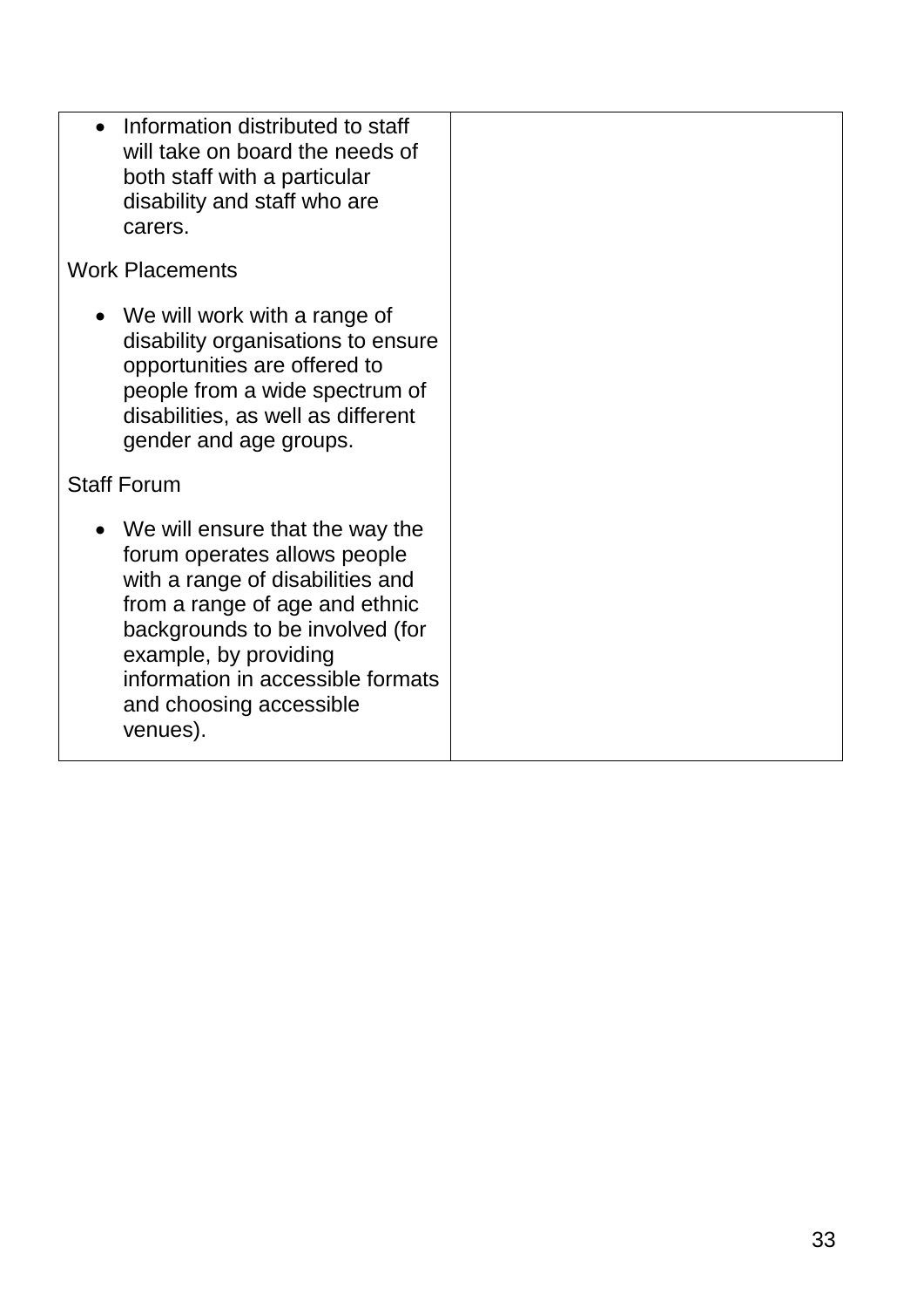| | |
|---|---|
| • Information distributed to staff will take on board the needs of both staff with a particular disability and staff who are carers.<br><br>Work Placements<br><br>• We will work with a range of disability organisations to ensure opportunities are offered to people from a wide spectrum of disabilities, as well as different gender and age groups.<br><br>Staff Forum<br><br>• We will ensure that the way the forum operates allows people with a range of disabilities and from a range of age and ethnic backgrounds to be involved (for example, by providing information in accessible formats and choosing accessible venues). | |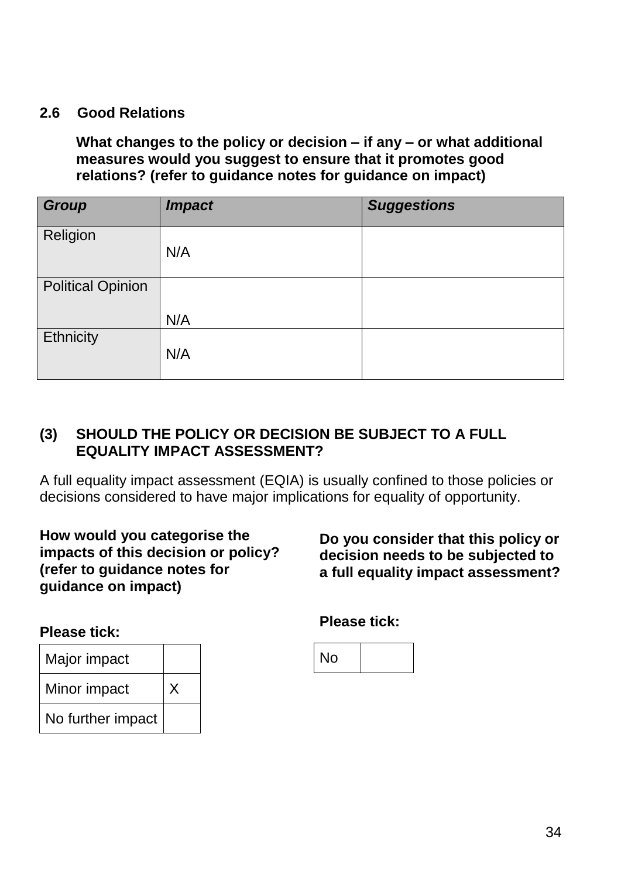### 2.6 Good Relations

**What changes to the policy or decision – if any – or what additional measures would you suggest to ensure that it promotes good relations? (refer to guidance notes for guidance on impact)**

| *Group* | *Impact* | *Suggestions* |
|---|---|---|
| Religion | N/A | |
| Political Opinion | N/A | |
| Ethnicity | N/A | |

### (3) SHOULD THE POLICY OR DECISION BE SUBJECT TO A FULL EQUALITY IMPACT ASSESSMENT?

A full equality impact assessment (EQIA) is usually confined to those policies or decisions considered to have major implications for equality of opportunity.

**How would you categorise the impacts of this decision or policy? (refer to guidance notes for guidance on impact)**

**Please tick:**

| | |
|---|---|
| Major impact | |
| Minor impact | X |
| No further impact | |

**Do you consider that this policy or decision needs to be subjected to a full equality impact assessment?**

**Please tick:**

| | |
|---|---|
| No | |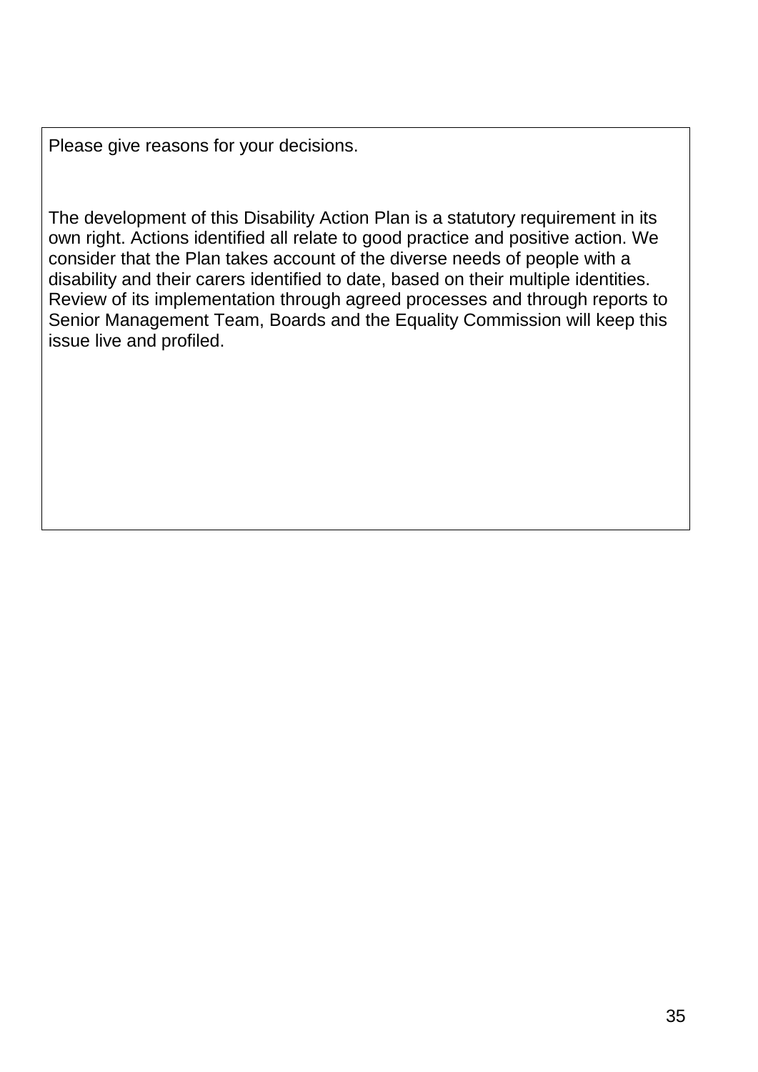| Please give reasons for your decisions.<br><br>The development of this Disability Action Plan is a statutory requirement in its own right. Actions identified all relate to good practice and positive action. We consider that the Plan takes account of the diverse needs of people with a disability and their carers identified to date, based on their multiple identities. Review of its implementation through agreed processes and through reports to Senior Management Team, Boards and the Equality Commission will keep this issue live and profiled. |
| --- |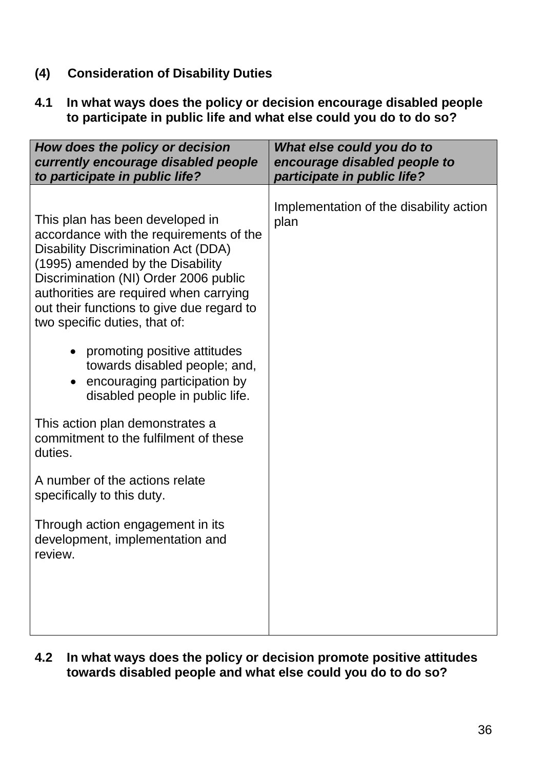**(4) Consideration of Disability Duties**

**4.1 In what ways does the policy or decision encourage disabled people to participate in public life and what else could you do to do so?**

| ***How does the policy or decision currently encourage disabled people to participate in public life?*** | ***What else could you do to encourage disabled people to participate in public life?*** |
|---|---|
| This plan has been developed in accordance with the requirements of the Disability Discrimination Act (DDA) (1995) amended by the Disability Discrimination (NI) Order 2006 public authorities are required when carrying out their functions to give due regard to two specific duties, that of:<br><br>• promoting positive attitudes towards disabled people; and,<br>• encouraging participation by disabled people in public life.<br><br>This action plan demonstrates a commitment to the fulfilment of these duties.<br><br>A number of the actions relate specifically to this duty.<br><br>Through action engagement in its development, implementation and review. | Implementation of the disability action plan |

**4.2 In what ways does the policy or decision promote positive attitudes towards disabled people and what else could you do to do so?**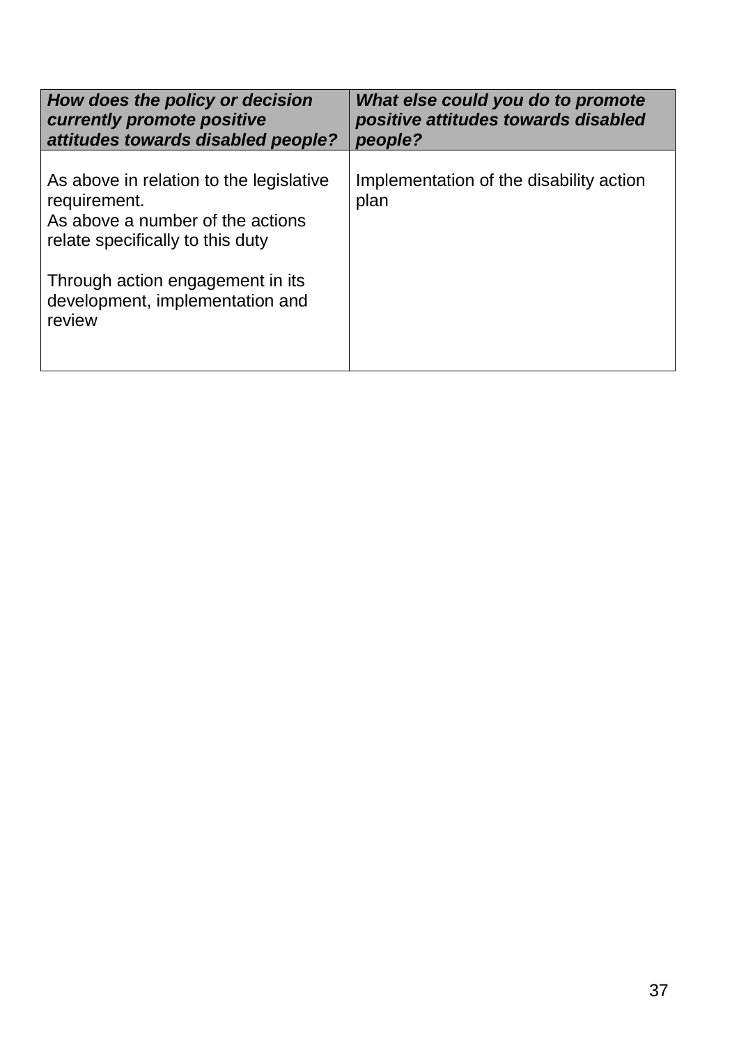| ***How does the policy or decision currently promote positive attitudes towards disabled people?*** | ***What else could you do to promote positive attitudes towards disabled people?*** |
| --- | --- |
| As above in relation to the legislative requirement.<br>As above a number of the actions relate specifically to this duty<br><br>Through action engagement in its development, implementation and review | Implementation of the disability action plan |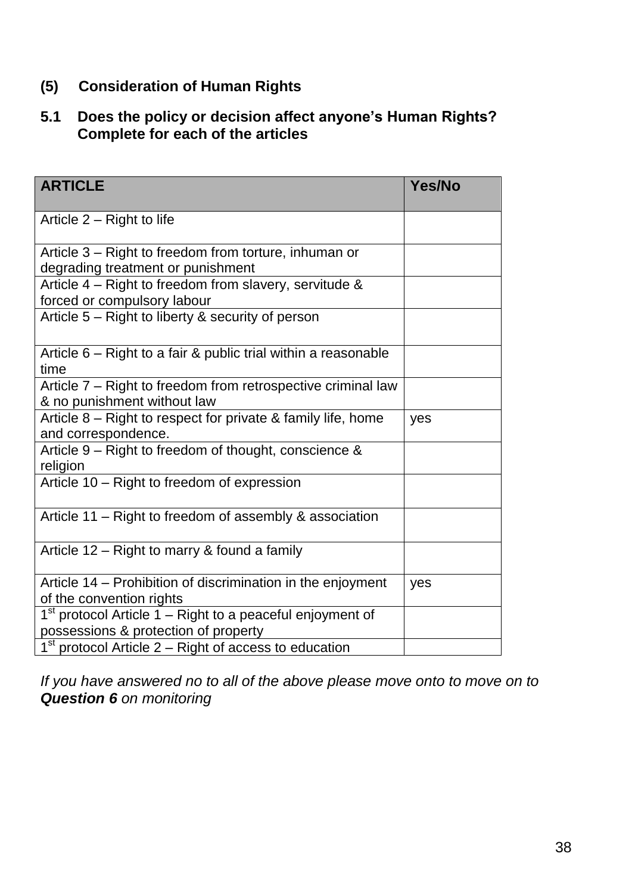## (5) Consideration of Human Rights

### 5.1 Does the policy or decision affect anyone's Human Rights? Complete for each of the articles

| ARTICLE | Yes/No |
|---|---|
| Article 2 – Right to life | |
| Article 3 – Right to freedom from torture, inhuman or degrading treatment or punishment | |
| Article 4 – Right to freedom from slavery, servitude & forced or compulsory labour | |
| Article 5 – Right to liberty & security of person | |
| Article 6 – Right to a fair & public trial within a reasonable time | |
| Article 7 – Right to freedom from retrospective criminal law & no punishment without law | |
| Article 8 – Right to respect for private & family life, home and correspondence. | yes |
| Article 9 – Right to freedom of thought, conscience & religion | |
| Article 10 – Right to freedom of expression | |
| Article 11 – Right to freedom of assembly & association | |
| Article 12 – Right to marry & found a family | |
| Article 14 – Prohibition of discrimination in the enjoyment of the convention rights | yes |
| 1st protocol Article 1 – Right to a peaceful enjoyment of possessions & protection of property | |
| 1st protocol Article 2 – Right of access to education | |

*If you have answered no to all of the above please move onto to move on to **Question 6** on monitoring*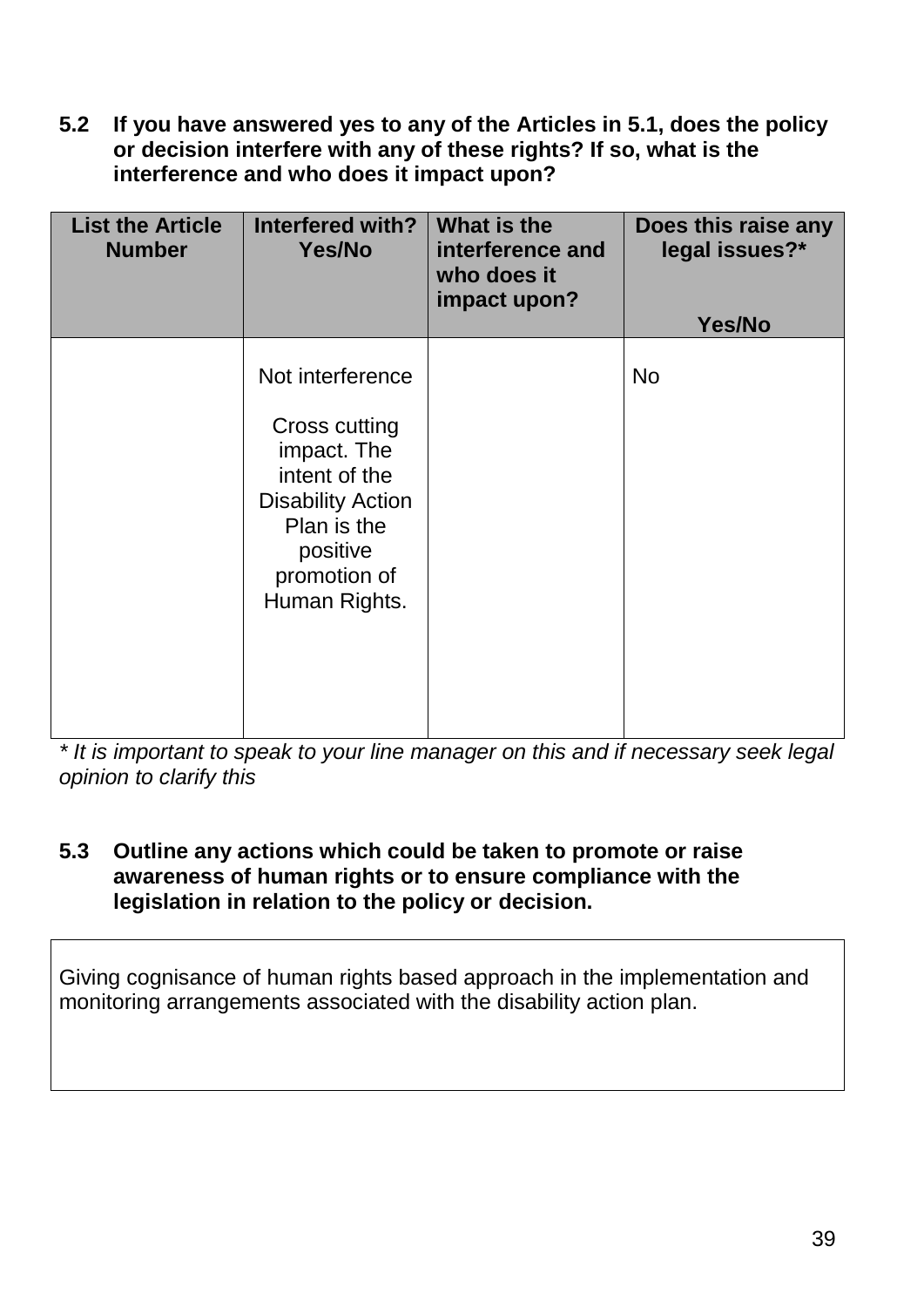**5.2 If you have answered yes to any of the Articles in 5.1, does the policy or decision interfere with any of these rights? If so, what is the interference and who does it impact upon?**

| List the Article Number | Interfered with? Yes/No | What is the interference and who does it impact upon? | Does this raise any legal issues?* Yes/No |
|---|---|---|---|
| | Not interference<br><br>Cross cutting impact. The intent of the Disability Action Plan is the positive promotion of Human Rights. | | No |

*\* It is important to speak to your line manager on this and if necessary seek legal opinion to clarify this*

**5.3 Outline any actions which could be taken to promote or raise awareness of human rights or to ensure compliance with the legislation in relation to the policy or decision.**

Giving cognisance of human rights based approach in the implementation and monitoring arrangements associated with the disability action plan.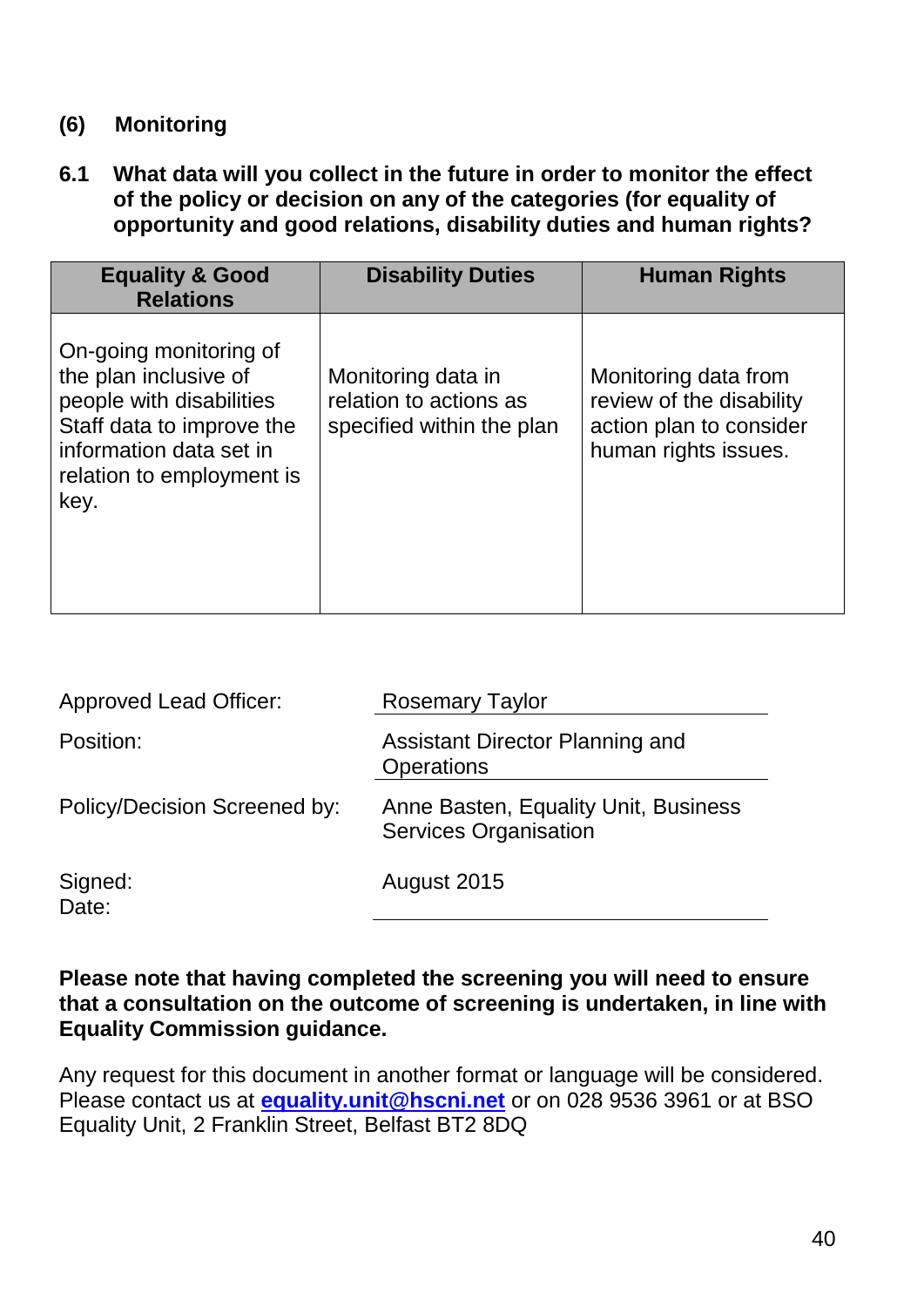## (6) Monitoring

**6.1 What data will you collect in the future in order to monitor the effect of the policy or decision on any of the categories (for equality of opportunity and good relations, disability duties and human rights?**

| Equality & Good Relations | Disability Duties | Human Rights |
|---|---|---|
| On-going monitoring of the plan inclusive of people with disabilities Staff data to improve the information data set in relation to employment is key. | Monitoring data in relation to actions as specified within the plan | Monitoring data from review of the disability action plan to consider human rights issues. |

| | |
|---|---|
| Approved Lead Officer: | Rosemary Taylor |
| Position: | Assistant Director Planning and Operations |
| Policy/Decision Screened by: | Anne Basten, Equality Unit, Business Services Organisation |
| Signed: Date: | August 2015 |

**Please note that having completed the screening you will need to ensure that a consultation on the outcome of screening is undertaken, in line with Equality Commission guidance.**

Any request for this document in another format or language will be considered. Please contact us at **equality.unit@hscni.net** or on 028 9536 3961 or at BSO Equality Unit, 2 Franklin Street, Belfast BT2 8DQ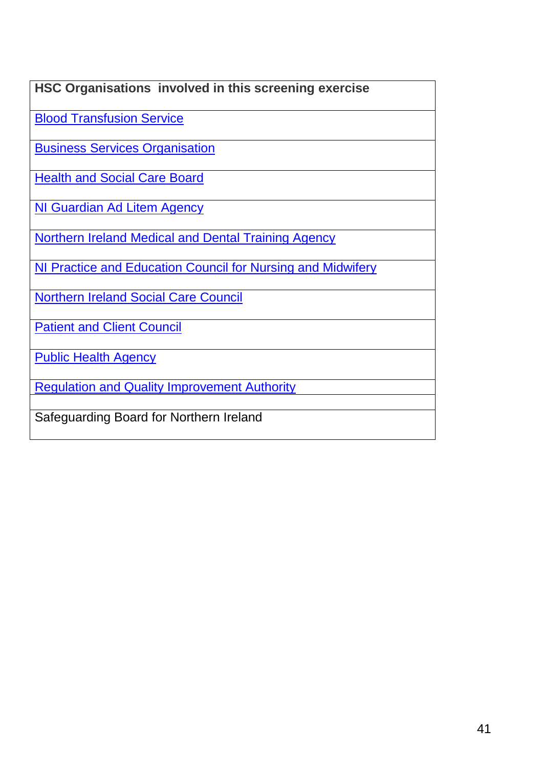| HSC Organisations involved in this screening exercise |
| --- |
| Blood Transfusion Service |
| Business Services Organisation |
| Health and Social Care Board |
| NI Guardian Ad Litem Agency |
| Northern Ireland Medical and Dental Training Agency |
| NI Practice and Education Council for Nursing and Midwifery |
| Northern Ireland Social Care Council |
| Patient and Client Council |
| Public Health Agency |
| Regulation and Quality Improvement Authority |
| |
| Safeguarding Board for Northern Ireland |